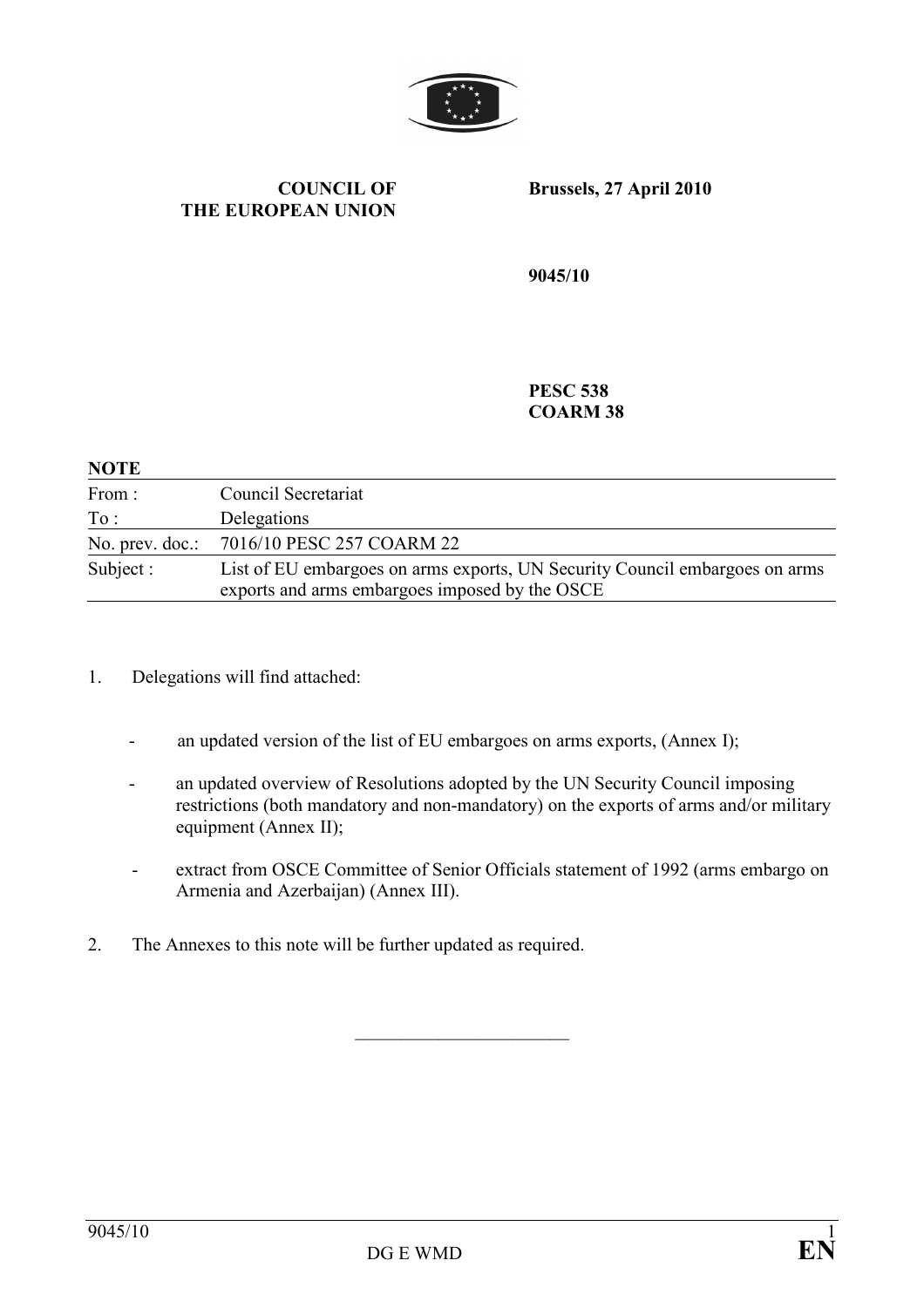**COUNCIL OF THE EUROPEAN UNION**

**Brussels, 27 April 2010**

**9045/10**

**PESC 538**
**COARM 38**

**NOTE**

| | |
|---|---|
| From : | Council Secretariat |
| To : | Delegations |
| No. prev. doc.: | 7016/10 PESC 257 COARM 22 |
| Subject : | List of EU embargoes on arms exports, UN Security Council embargoes on arms exports and arms embargoes imposed by the OSCE |

1. Delegations will find attached:

   - an updated version of the list of EU embargoes on arms exports, (Annex I);
   - an updated overview of Resolutions adopted by the UN Security Council imposing restrictions (both mandatory and non-mandatory) on the exports of arms and/or military equipment (Annex II);
   - extract from OSCE Committee of Senior Officials statement of 1992 (arms embargo on Armenia and Azerbaijan) (Annex III).

2. The Annexes to this note will be further updated as required.

________________________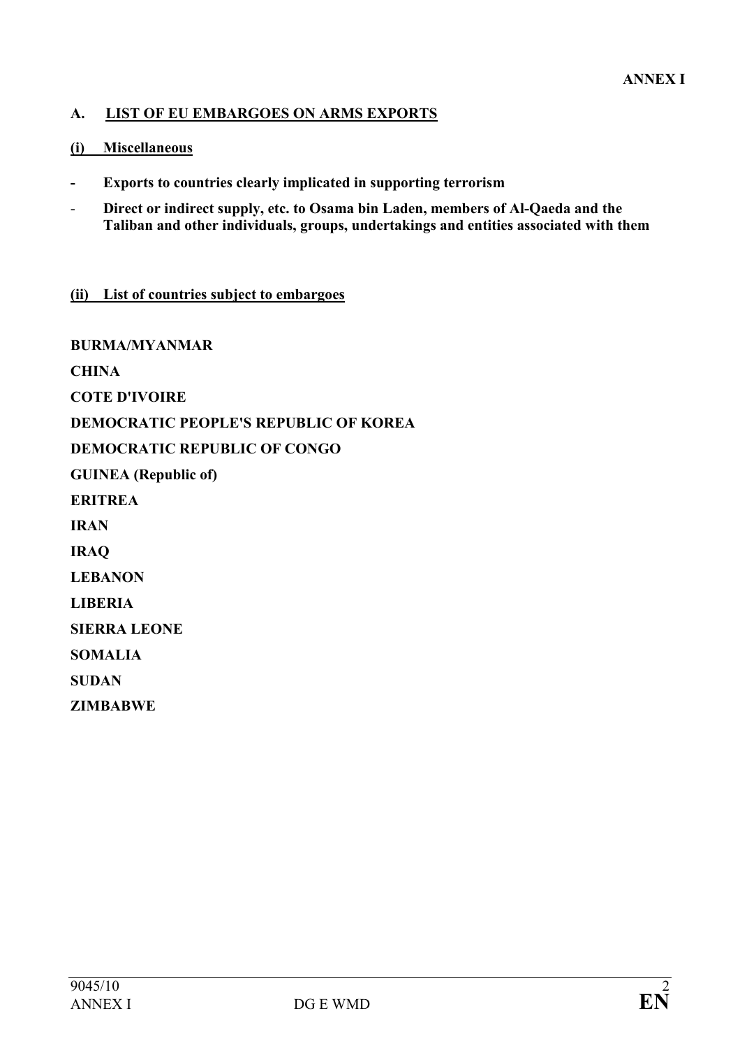**ANNEX I**

## A. LIST OF EU EMBARGOES ON ARMS EXPORTS

### (i) Miscellaneous

- **Exports to countries clearly implicated in supporting terrorism**
- **Direct or indirect supply, etc. to Osama bin Laden, members of Al-Qaeda and the Taliban and other individuals, groups, undertakings and entities associated with them**

### (ii) List of countries subject to embargoes

**BURMA/MYANMAR**

**CHINA**

**COTE D'IVOIRE**

**DEMOCRATIC PEOPLE'S REPUBLIC OF KOREA**

**DEMOCRATIC REPUBLIC OF CONGO**

**GUINEA (Republic of)**

**ERITREA**

**IRAN**

**IRAQ**

**LEBANON**

**LIBERIA**

**SIERRA LEONE**

**SOMALIA**

**SUDAN**

**ZIMBABWE**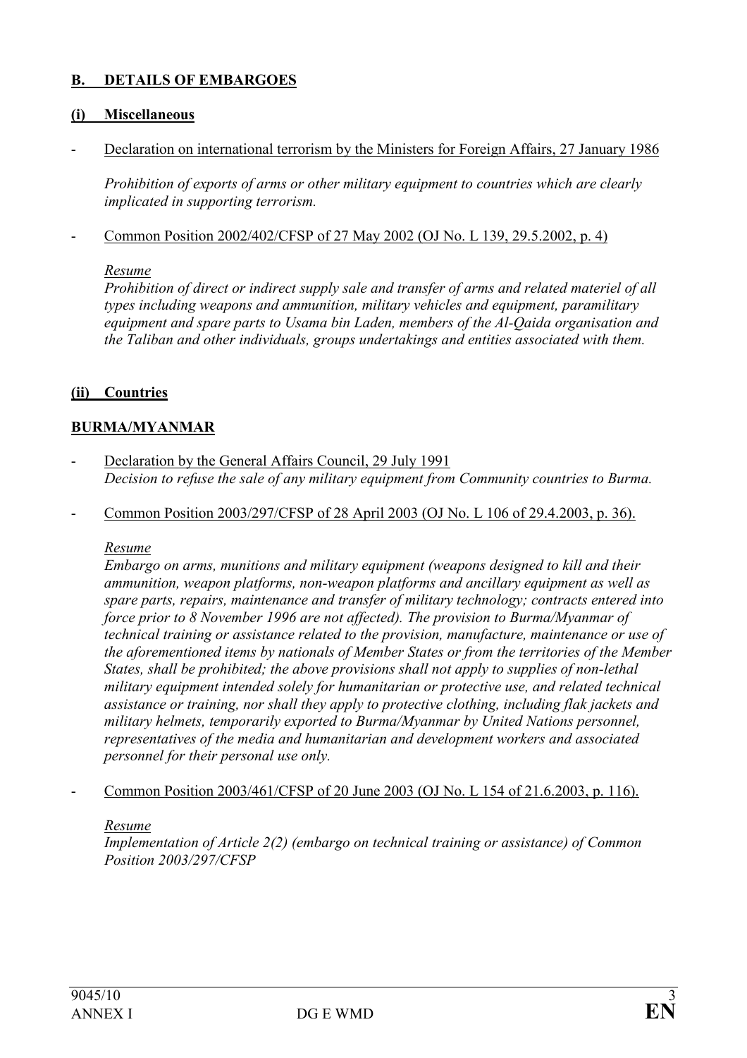## B. DETAILS OF EMBARGOES

### (i) Miscellaneous

- Declaration on international terrorism by the Ministers for Foreign Affairs, 27 January 1986

  *Prohibition of exports of arms or other military equipment to countries which are clearly implicated in supporting terrorism.*

- Common Position 2002/402/CFSP of 27 May 2002 (OJ No. L 139, 29.5.2002, p. 4)

  *Resume*
  *Prohibition of direct or indirect supply sale and transfer of arms and related materiel of all types including weapons and ammunition, military vehicles and equipment, paramilitary equipment and spare parts to Usama bin Laden, members of the Al-Qaida organisation and the Taliban and other individuals, groups undertakings and entities associated with them.*

### (ii) Countries

#### BURMA/MYANMAR

- Declaration by the General Affairs Council, 29 July 1991
  *Decision to refuse the sale of any military equipment from Community countries to Burma.*

- Common Position 2003/297/CFSP of 28 April 2003 (OJ No. L 106 of 29.4.2003, p. 36).

  *Resume*
  *Embargo on arms, munitions and military equipment (weapons designed to kill and their ammunition, weapon platforms, non-weapon platforms and ancillary equipment as well as spare parts, repairs, maintenance and transfer of military technology; contracts entered into force prior to 8 November 1996 are not affected). The provision to Burma/Myanmar of technical training or assistance related to the provision, manufacture, maintenance or use of the aforementioned items by nationals of Member States or from the territories of the Member States, shall be prohibited; the above provisions shall not apply to supplies of non-lethal military equipment intended solely for humanitarian or protective use, and related technical assistance or training, nor shall they apply to protective clothing, including flak jackets and military helmets, temporarily exported to Burma/Myanmar by United Nations personnel, representatives of the media and humanitarian and development workers and associated personnel for their personal use only.*

- Common Position 2003/461/CFSP of 20 June 2003 (OJ No. L 154 of 21.6.2003, p. 116).

  *Resume*
  *Implementation of Article 2(2) (embargo on technical training or assistance) of Common Position 2003/297/CFSP*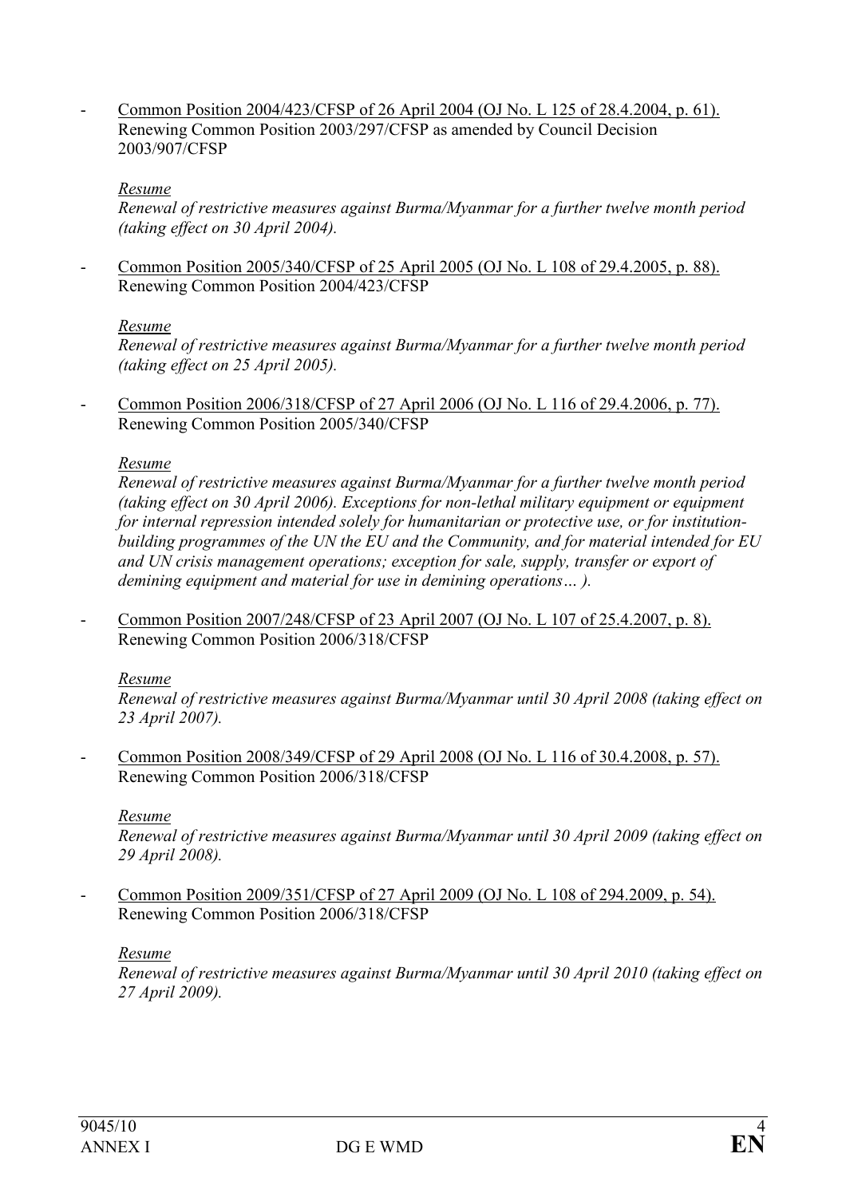- Common Position 2004/423/CFSP of 26 April 2004 (OJ No. L 125 of 28.4.2004, p. 61).
  Renewing Common Position 2003/297/CFSP as amended by Council Decision 2003/907/CFSP

  *Resume*
  *Renewal of restrictive measures against Burma/Myanmar for a further twelve month period (taking effect on 30 April 2004).*

- Common Position 2005/340/CFSP of 25 April 2005 (OJ No. L 108 of 29.4.2005, p. 88).
  Renewing Common Position 2004/423/CFSP

  *Resume*
  *Renewal of restrictive measures against Burma/Myanmar for a further twelve month period (taking effect on 25 April 2005).*

- Common Position 2006/318/CFSP of 27 April 2006 (OJ No. L 116 of 29.4.2006, p. 77).
  Renewing Common Position 2005/340/CFSP

  *Resume*
  *Renewal of restrictive measures against Burma/Myanmar for a further twelve month period (taking effect on 30 April 2006). Exceptions for non-lethal military equipment or equipment for internal repression intended solely for humanitarian or protective use, or for institution-building programmes of the UN the EU and the Community, and for material intended for EU and UN crisis management operations; exception for sale, supply, transfer or export of demining equipment and material for use in demining operations… ).*

- Common Position 2007/248/CFSP of 23 April 2007 (OJ No. L 107 of 25.4.2007, p. 8).
  Renewing Common Position 2006/318/CFSP

  *Resume*
  *Renewal of restrictive measures against Burma/Myanmar until 30 April 2008 (taking effect on 23 April 2007).*

- Common Position 2008/349/CFSP of 29 April 2008 (OJ No. L 116 of 30.4.2008, p. 57).
  Renewing Common Position 2006/318/CFSP

  *Resume*
  *Renewal of restrictive measures against Burma/Myanmar until 30 April 2009 (taking effect on 29 April 2008).*

- Common Position 2009/351/CFSP of 27 April 2009 (OJ No. L 108 of 294.2009, p. 54).
  Renewing Common Position 2006/318/CFSP

  *Resume*
  *Renewal of restrictive measures against Burma/Myanmar until 30 April 2010 (taking effect on 27 April 2009).*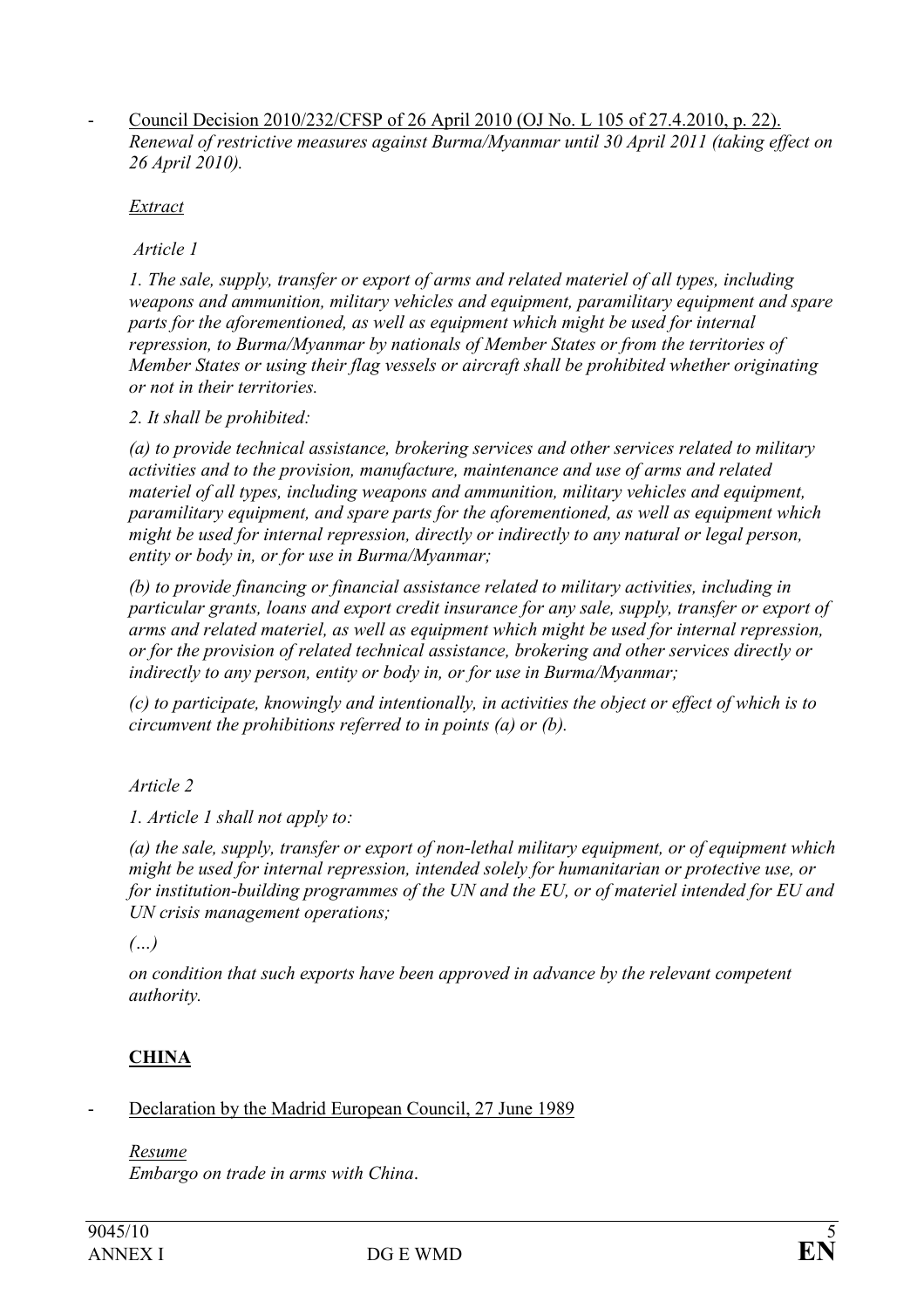- Council Decision 2010/232/CFSP of 26 April 2010 (OJ No. L 105 of 27.4.2010, p. 22). *Renewal of restrictive measures against Burma/Myanmar until 30 April 2011 (taking effect on 26 April 2010).*

  *Extract*

  *Article 1*

  *1. The sale, supply, transfer or export of arms and related materiel of all types, including weapons and ammunition, military vehicles and equipment, paramilitary equipment and spare parts for the aforementioned, as well as equipment which might be used for internal repression, to Burma/Myanmar by nationals of Member States or from the territories of Member States or using their flag vessels or aircraft shall be prohibited whether originating or not in their territories.*

  *2. It shall be prohibited:*

  *(a) to provide technical assistance, brokering services and other services related to military activities and to the provision, manufacture, maintenance and use of arms and related materiel of all types, including weapons and ammunition, military vehicles and equipment, paramilitary equipment, and spare parts for the aforementioned, as well as equipment which might be used for internal repression, directly or indirectly to any natural or legal person, entity or body in, or for use in Burma/Myanmar;*

  *(b) to provide financing or financial assistance related to military activities, including in particular grants, loans and export credit insurance for any sale, supply, transfer or export of arms and related materiel, as well as equipment which might be used for internal repression, or for the provision of related technical assistance, brokering and other services directly or indirectly to any person, entity or body in, or for use in Burma/Myanmar;*

  *(c) to participate, knowingly and intentionally, in activities the object or effect of which is to circumvent the prohibitions referred to in points (a) or (b).*

  *Article 2*

  *1. Article 1 shall not apply to:*

  *(a) the sale, supply, transfer or export of non-lethal military equipment, or of equipment which might be used for internal repression, intended solely for humanitarian or protective use, or for institution-building programmes of the UN and the EU, or of materiel intended for EU and UN crisis management operations;*

  *(…)*

  *on condition that such exports have been approved in advance by the relevant competent authority.*

## CHINA

- Declaration by the Madrid European Council, 27 June 1989

  *Resume*
  *Embargo on trade in arms with China*.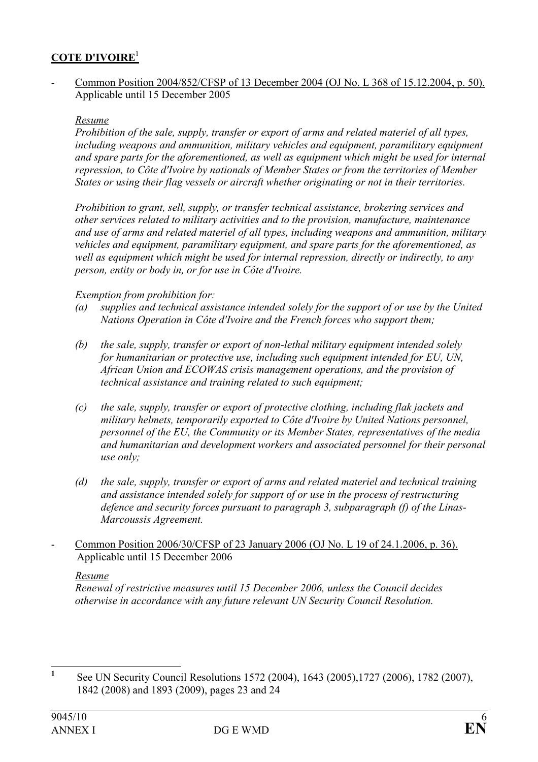## **COTE D'IVOIRE**[1]

- Common Position 2004/852/CFSP of 13 December 2004 (OJ No. L 368 of 15.12.2004, p. 50). Applicable until 15 December 2005

  *Resume*

  *Prohibition of the sale, supply, transfer or export of arms and related materiel of all types, including weapons and ammunition, military vehicles and equipment, paramilitary equipment and spare parts for the aforementioned, as well as equipment which might be used for internal repression, to Côte d'Ivoire by nationals of Member States or from the territories of Member States or using their flag vessels or aircraft whether originating or not in their territories.*

  *Prohibition to grant, sell, supply, or transfer technical assistance, brokering services and other services related to military activities and to the provision, manufacture, maintenance and use of arms and related materiel of all types, including weapons and ammunition, military vehicles and equipment, paramilitary equipment, and spare parts for the aforementioned, as well as equipment which might be used for internal repression, directly or indirectly, to any person, entity or body in, or for use in Côte d'Ivoire.*

  *Exemption from prohibition for:*

  *(a) supplies and technical assistance intended solely for the support of or use by the United Nations Operation in Côte d'Ivoire and the French forces who support them;*

  *(b) the sale, supply, transfer or export of non-lethal military equipment intended solely for humanitarian or protective use, including such equipment intended for EU, UN, African Union and ECOWAS crisis management operations, and the provision of technical assistance and training related to such equipment;*

  *(c) the sale, supply, transfer or export of protective clothing, including flak jackets and military helmets, temporarily exported to Côte d'Ivoire by United Nations personnel, personnel of the EU, the Community or its Member States, representatives of the media and humanitarian and development workers and associated personnel for their personal use only;*

  *(d) the sale, supply, transfer or export of arms and related materiel and technical training and assistance intended solely for support of or use in the process of restructuring defence and security forces pursuant to paragraph 3, subparagraph (f) of the Linas-Marcoussis Agreement.*

- Common Position 2006/30/CFSP of 23 January 2006 (OJ No. L 19 of 24.1.2006, p. 36). Applicable until 15 December 2006

  *Resume*

  *Renewal of restrictive measures until 15 December 2006, unless the Council decides otherwise in accordance with any future relevant UN Security Council Resolution.*

---

[1] See UN Security Council Resolutions 1572 (2004), 1643 (2005),1727 (2006), 1782 (2007), 1842 (2008) and 1893 (2009), pages 23 and 24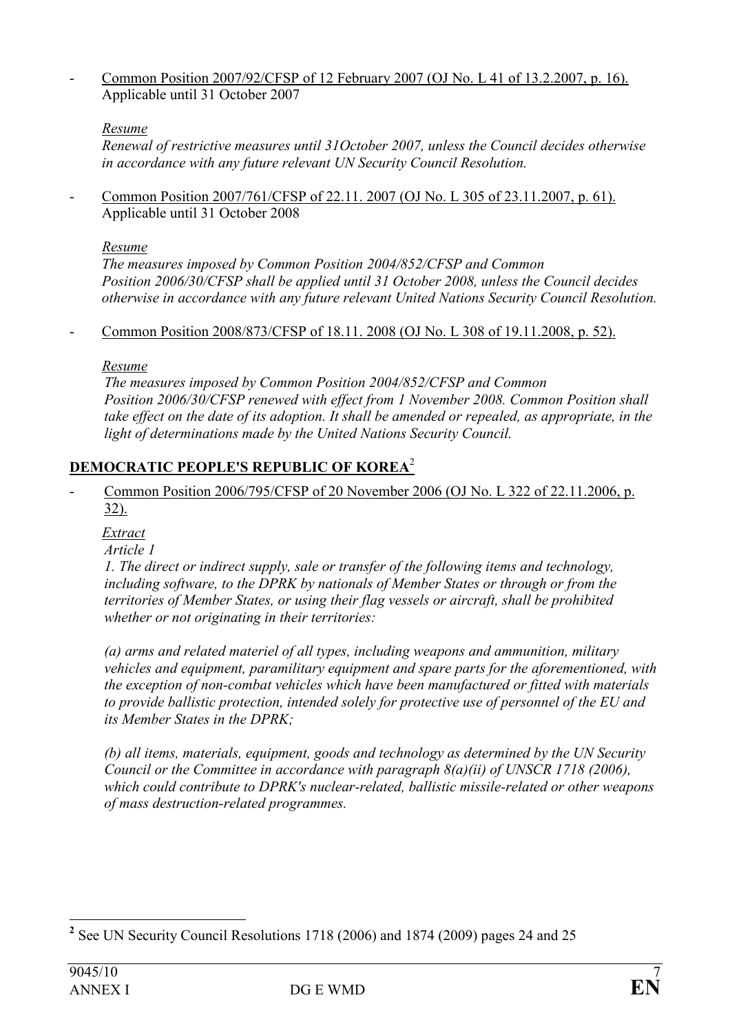- Common Position 2007/92/CFSP of 12 February 2007 (OJ No. L 41 of 13.2.2007, p. 16).
  Applicable until 31 October 2007

  *Resume*

  *Renewal of restrictive measures until 31October 2007, unless the Council decides otherwise in accordance with any future relevant UN Security Council Resolution.*

- Common Position 2007/761/CFSP of 22.11. 2007 (OJ No. L 305 of 23.11.2007, p. 61).
  Applicable until 31 October 2008

  *Resume*

  *The measures imposed by Common Position 2004/852/CFSP and Common Position 2006/30/CFSP shall be applied until 31 October 2008, unless the Council decides otherwise in accordance with any future relevant United Nations Security Council Resolution.*

- Common Position 2008/873/CFSP of 18.11. 2008 (OJ No. L 308 of 19.11.2008, p. 52).

  *Resume*

  *The measures imposed by Common Position 2004/852/CFSP and Common Position 2006/30/CFSP renewed with effect from 1 November 2008. Common Position shall take effect on the date of its adoption. It shall be amended or repealed, as appropriate, in the light of determinations made by the United Nations Security Council.*

**DEMOCRATIC PEOPLE'S REPUBLIC OF KOREA**[2]

- Common Position 2006/795/CFSP of 20 November 2006 (OJ No. L 322 of 22.11.2006, p. 32).

  *Extract*

  *Article 1*

  *1. The direct or indirect supply, sale or transfer of the following items and technology, including software, to the DPRK by nationals of Member States or through or from the territories of Member States, or using their flag vessels or aircraft, shall be prohibited whether or not originating in their territories:*

  *(a) arms and related materiel of all types, including weapons and ammunition, military vehicles and equipment, paramilitary equipment and spare parts for the aforementioned, with the exception of non-combat vehicles which have been manufactured or fitted with materials to provide ballistic protection, intended solely for protective use of personnel of the EU and its Member States in the DPRK;*

  *(b) all items, materials, equipment, goods and technology as determined by the UN Security Council or the Committee in accordance with paragraph 8(a)(ii) of UNSCR 1718 (2006), which could contribute to DPRK's nuclear-related, ballistic missile-related or other weapons of mass destruction-related programmes.*

---

[2] See UN Security Council Resolutions 1718 (2006) and 1874 (2009) pages 24 and 25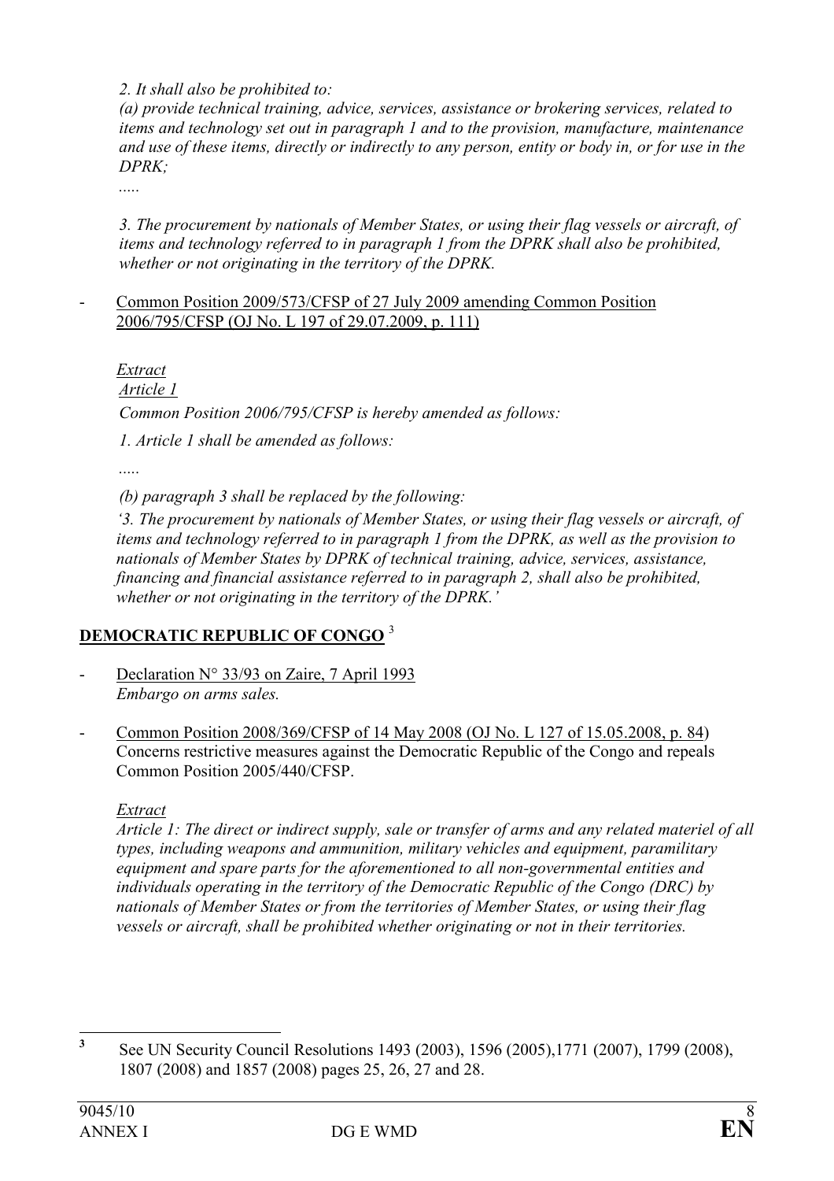*2. It shall also be prohibited to:*

*(a) provide technical training, advice, services, assistance or brokering services, related to items and technology set out in paragraph 1 and to the provision, manufacture, maintenance and use of these items, directly or indirectly to any person, entity or body in, or for use in the DPRK;*

*.....*

*3. The procurement by nationals of Member States, or using their flag vessels or aircraft, of items and technology referred to in paragraph 1 from the DPRK shall also be prohibited, whether or not originating in the territory of the DPRK.*

- Common Position 2009/573/CFSP of 27 July 2009 amending Common Position 2006/795/CFSP (OJ No. L 197 of 29.07.2009, p. 111)

  *Extract*

  *Article 1*

  *Common Position 2006/795/CFSP is hereby amended as follows:*

  *1. Article 1 shall be amended as follows:*

  *.....*

  *(b) paragraph 3 shall be replaced by the following:*

  *'3. The procurement by nationals of Member States, or using their flag vessels or aircraft, of items and technology referred to in paragraph 1 from the DPRK, as well as the provision to nationals of Member States by DPRK of technical training, advice, services, assistance, financing and financial assistance referred to in paragraph 2, shall also be prohibited, whether or not originating in the territory of the DPRK.'*

## DEMOCRATIC REPUBLIC OF CONGO [3]

- Declaration N° 33/93 on Zaire, 7 April 1993
  *Embargo on arms sales.*

- Common Position 2008/369/CFSP of 14 May 2008 (OJ No. L 127 of 15.05.2008, p. 84)
  Concerns restrictive measures against the Democratic Republic of the Congo and repeals Common Position 2005/440/CFSP.

  *Extract*

  *Article 1: The direct or indirect supply, sale or transfer of arms and any related materiel of all types, including weapons and ammunition, military vehicles and equipment, paramilitary equipment and spare parts for the aforementioned to all non-governmental entities and individuals operating in the territory of the Democratic Republic of the Congo (DRC) by nationals of Member States or from the territories of Member States, or using their flag vessels or aircraft, shall be prohibited whether originating or not in their territories.*

---

[3] See UN Security Council Resolutions 1493 (2003), 1596 (2005),1771 (2007), 1799 (2008), 1807 (2008) and 1857 (2008) pages 25, 26, 27 and 28.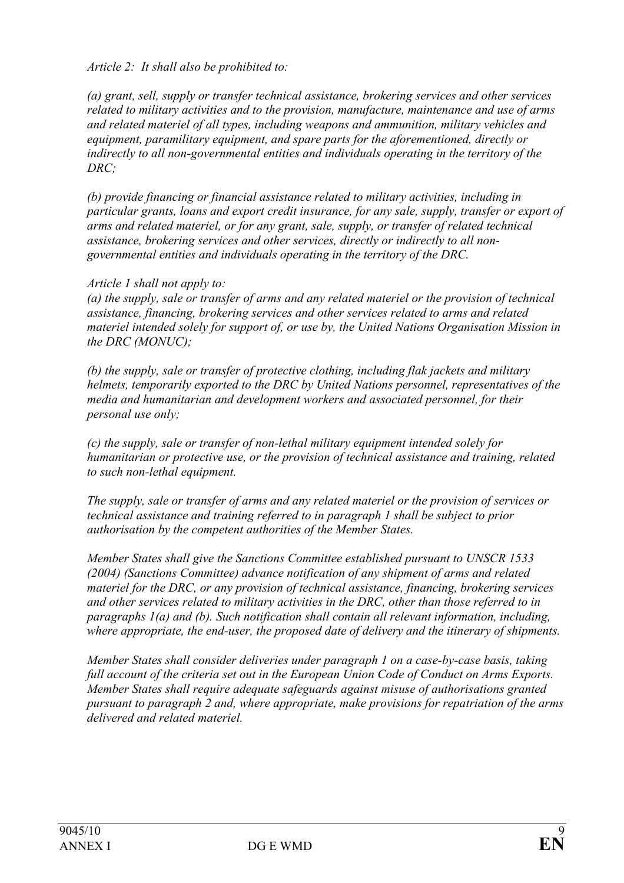*Article 2: It shall also be prohibited to:*

*(a) grant, sell, supply or transfer technical assistance, brokering services and other services related to military activities and to the provision, manufacture, maintenance and use of arms and related materiel of all types, including weapons and ammunition, military vehicles and equipment, paramilitary equipment, and spare parts for the aforementioned, directly or indirectly to all non-governmental entities and individuals operating in the territory of the DRC;*

*(b) provide financing or financial assistance related to military activities, including in particular grants, loans and export credit insurance, for any sale, supply, transfer or export of arms and related materiel, or for any grant, sale, supply, or transfer of related technical assistance, brokering services and other services, directly or indirectly to all non-governmental entities and individuals operating in the territory of the DRC.*

*Article 1 shall not apply to:*
*(a) the supply, sale or transfer of arms and any related materiel or the provision of technical assistance, financing, brokering services and other services related to arms and related materiel intended solely for support of, or use by, the United Nations Organisation Mission in the DRC (MONUC);*

*(b) the supply, sale or transfer of protective clothing, including flak jackets and military helmets, temporarily exported to the DRC by United Nations personnel, representatives of the media and humanitarian and development workers and associated personnel, for their personal use only;*

*(c) the supply, sale or transfer of non-lethal military equipment intended solely for humanitarian or protective use, or the provision of technical assistance and training, related to such non-lethal equipment.*

*The supply, sale or transfer of arms and any related materiel or the provision of services or technical assistance and training referred to in paragraph 1 shall be subject to prior authorisation by the competent authorities of the Member States.*

*Member States shall give the Sanctions Committee established pursuant to UNSCR 1533 (2004) (Sanctions Committee) advance notification of any shipment of arms and related materiel for the DRC, or any provision of technical assistance, financing, brokering services and other services related to military activities in the DRC, other than those referred to in paragraphs 1(a) and (b). Such notification shall contain all relevant information, including, where appropriate, the end-user, the proposed date of delivery and the itinerary of shipments.*

*Member States shall consider deliveries under paragraph 1 on a case-by-case basis, taking full account of the criteria set out in the European Union Code of Conduct on Arms Exports. Member States shall require adequate safeguards against misuse of authorisations granted pursuant to paragraph 2 and, where appropriate, make provisions for repatriation of the arms delivered and related materiel.*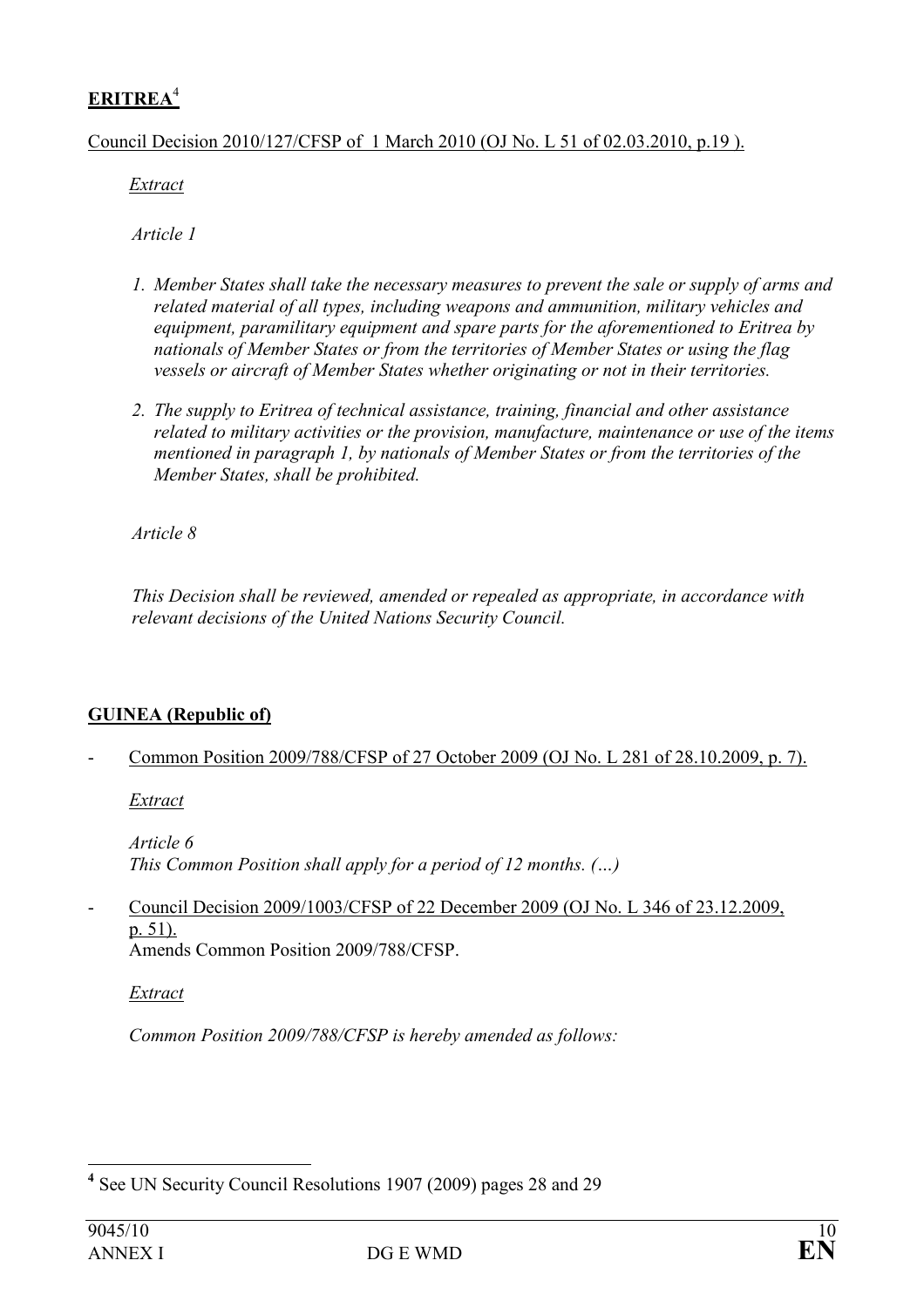**ERITREA**[4]

Council Decision 2010/127/CFSP of 1 March 2010 (OJ No. L 51 of 02.03.2010, p.19 ).

*Extract*

*Article 1*

1. *Member States shall take the necessary measures to prevent the sale or supply of arms and related material of all types, including weapons and ammunition, military vehicles and equipment, paramilitary equipment and spare parts for the aforementioned to Eritrea by nationals of Member States or from the territories of Member States or using the flag vessels or aircraft of Member States whether originating or not in their territories.*

2. *The supply to Eritrea of technical assistance, training, financial and other assistance related to military activities or the provision, manufacture, maintenance or use of the items mentioned in paragraph 1, by nationals of Member States or from the territories of the Member States, shall be prohibited.*

*Article 8*

*This Decision shall be reviewed, amended or repealed as appropriate, in accordance with relevant decisions of the United Nations Security Council.*

**GUINEA (Republic of)**

- Common Position 2009/788/CFSP of 27 October 2009 (OJ No. L 281 of 28.10.2009, p. 7).

  *Extract*

  *Article 6*
  *This Common Position shall apply for a period of 12 months. (…)*

- Council Decision 2009/1003/CFSP of 22 December 2009 (OJ No. L 346 of 23.12.2009, p. 51).
  Amends Common Position 2009/788/CFSP.

  *Extract*

  *Common Position 2009/788/CFSP is hereby amended as follows:*

---

[4] See UN Security Council Resolutions 1907 (2009) pages 28 and 29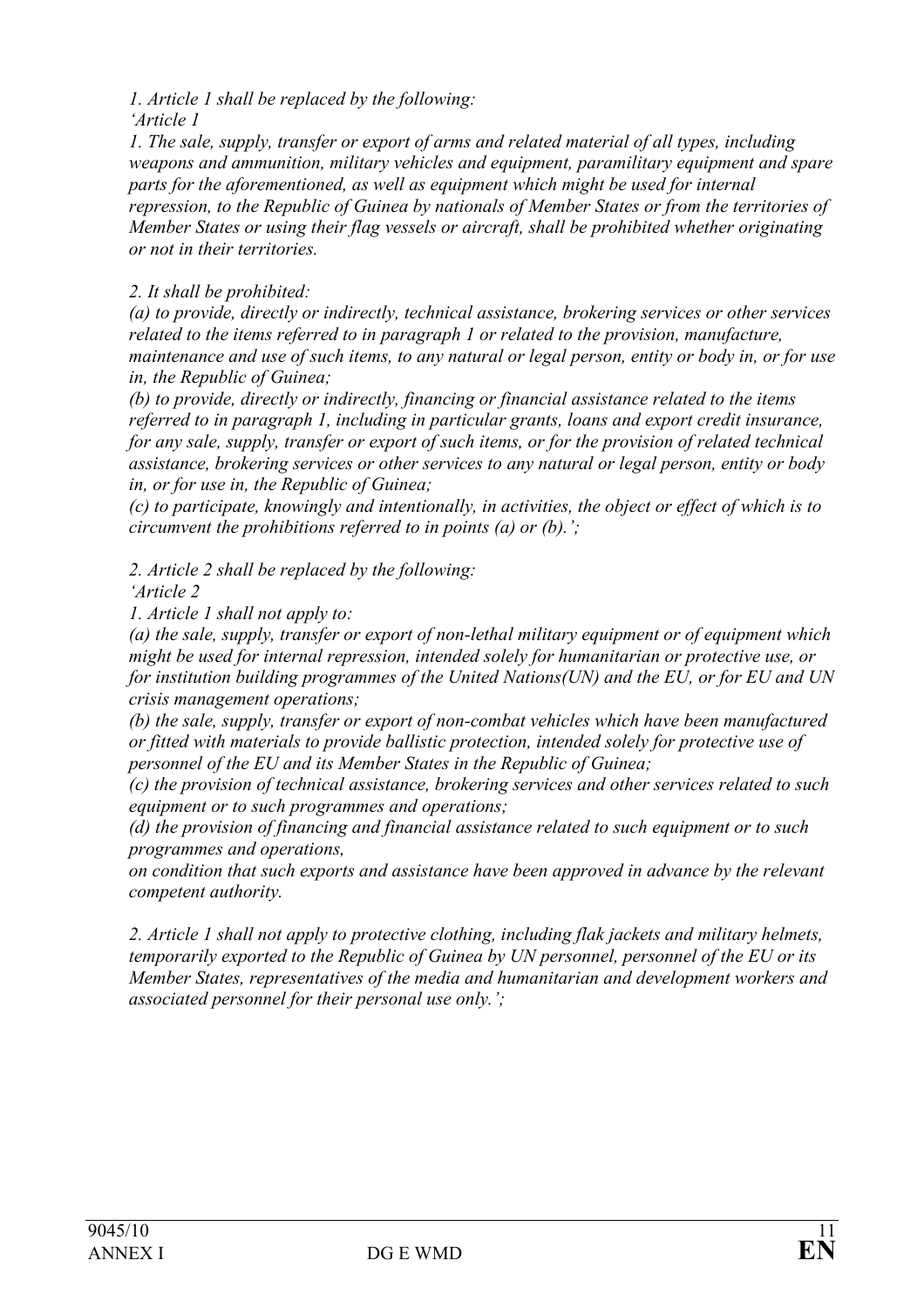*1. Article 1 shall be replaced by the following:*

*'Article 1*

*1. The sale, supply, transfer or export of arms and related material of all types, including weapons and ammunition, military vehicles and equipment, paramilitary equipment and spare parts for the aforementioned, as well as equipment which might be used for internal repression, to the Republic of Guinea by nationals of Member States or from the territories of Member States or using their flag vessels or aircraft, shall be prohibited whether originating or not in their territories.*

*2. It shall be prohibited:*

*(a) to provide, directly or indirectly, technical assistance, brokering services or other services related to the items referred to in paragraph 1 or related to the provision, manufacture, maintenance and use of such items, to any natural or legal person, entity or body in, or for use in, the Republic of Guinea;*

*(b) to provide, directly or indirectly, financing or financial assistance related to the items referred to in paragraph 1, including in particular grants, loans and export credit insurance, for any sale, supply, transfer or export of such items, or for the provision of related technical assistance, brokering services or other services to any natural or legal person, entity or body in, or for use in, the Republic of Guinea;*

*(c) to participate, knowingly and intentionally, in activities, the object or effect of which is to circumvent the prohibitions referred to in points (a) or (b).';*

*2. Article 2 shall be replaced by the following:*

*'Article 2*

*1. Article 1 shall not apply to:*

*(a) the sale, supply, transfer or export of non-lethal military equipment or of equipment which might be used for internal repression, intended solely for humanitarian or protective use, or for institution building programmes of the United Nations(UN) and the EU, or for EU and UN crisis management operations;*

*(b) the sale, supply, transfer or export of non-combat vehicles which have been manufactured or fitted with materials to provide ballistic protection, intended solely for protective use of personnel of the EU and its Member States in the Republic of Guinea;*

*(c) the provision of technical assistance, brokering services and other services related to such equipment or to such programmes and operations;*

*(d) the provision of financing and financial assistance related to such equipment or to such programmes and operations,*

*on condition that such exports and assistance have been approved in advance by the relevant competent authority.*

*2. Article 1 shall not apply to protective clothing, including flak jackets and military helmets, temporarily exported to the Republic of Guinea by UN personnel, personnel of the EU or its Member States, representatives of the media and humanitarian and development workers and associated personnel for their personal use only.';*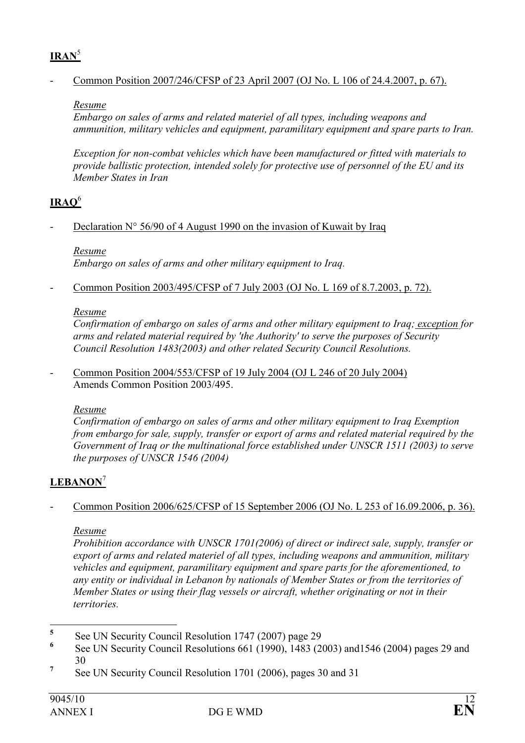## **IRAN**[5]

- Common Position 2007/246/CFSP of 23 April 2007 (OJ No. L 106 of 24.4.2007, p. 67).

  *Resume*
  *Embargo on sales of arms and related materiel of all types, including weapons and ammunition, military vehicles and equipment, paramilitary equipment and spare parts to Iran.*

  *Exception for non-combat vehicles which have been manufactured or fitted with materials to provide ballistic protection, intended solely for protective use of personnel of the EU and its Member States in Iran*

## **IRAQ**[6]

- Declaration N° 56/90 of 4 August 1990 on the invasion of Kuwait by Iraq

  *Resume*
  *Embargo on sales of arms and other military equipment to Iraq.*

- Common Position 2003/495/CFSP of 7 July 2003 (OJ No. L 169 of 8.7.2003, p. 72).

  *Resume*
  *Confirmation of embargo on sales of arms and other military equipment to Iraq; exception for arms and related material required by 'the Authority' to serve the purposes of Security Council Resolution 1483(2003) and other related Security Council Resolutions.*

- Common Position 2004/553/CFSP of 19 July 2004 (OJ L 246 of 20 July 2004)
  Amends Common Position 2003/495.

  *Resume*
  *Confirmation of embargo on sales of arms and other military equipment to Iraq Exemption from embargo for sale, supply, transfer or export of arms and related material required by the Government of Iraq or the multinational force established under UNSCR 1511 (2003) to serve the purposes of UNSCR 1546 (2004)*

## **LEBANON**[7]

- Common Position 2006/625/CFSP of 15 September 2006 (OJ No. L 253 of 16.09.2006, p. 36).

  *Resume*
  *Prohibition accordance with UNSCR 1701(2006) of direct or indirect sale, supply, transfer or export of arms and related materiel of all types, including weapons and ammunition, military vehicles and equipment, paramilitary equipment and spare parts for the aforementioned, to any entity or individual in Lebanon by nationals of Member States or from the territories of Member States or using their flag vessels or aircraft, whether originating or not in their territories.*

---

[5] See UN Security Council Resolution 1747 (2007) page 29

[6] See UN Security Council Resolutions 661 (1990), 1483 (2003) and1546 (2004) pages 29 and 30

[7] See UN Security Council Resolution 1701 (2006), pages 30 and 31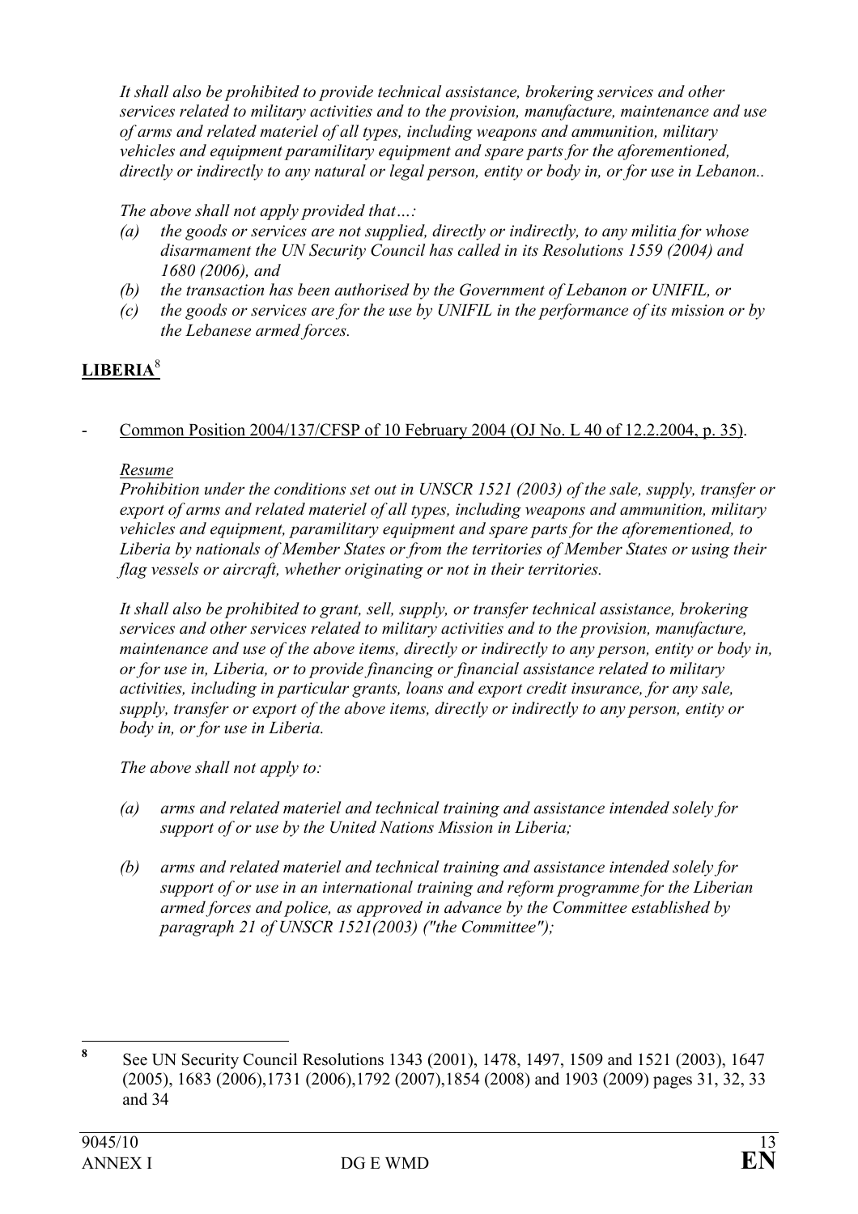*It shall also be prohibited to provide technical assistance, brokering services and other services related to military activities and to the provision, manufacture, maintenance and use of arms and related materiel of all types, including weapons and ammunition, military vehicles and equipment paramilitary equipment and spare parts for the aforementioned, directly or indirectly to any natural or legal person, entity or body in, or for use in Lebanon..*

*The above shall not apply provided that…:*

*(a) the goods or services are not supplied, directly or indirectly, to any militia for whose disarmament the UN Security Council has called in its Resolutions 1559 (2004) and 1680 (2006), and*

*(b) the transaction has been authorised by the Government of Lebanon or UNIFIL, or*

*(c) the goods or services are for the use by UNIFIL in the performance of its mission or by the Lebanese armed forces.*

## **LIBERIA**[8]

- Common Position 2004/137/CFSP of 10 February 2004 (OJ No. L 40 of 12.2.2004, p. 35).

*Resume*

*Prohibition under the conditions set out in UNSCR 1521 (2003) of the sale, supply, transfer or export of arms and related materiel of all types, including weapons and ammunition, military vehicles and equipment, paramilitary equipment and spare parts for the aforementioned, to Liberia by nationals of Member States or from the territories of Member States or using their flag vessels or aircraft, whether originating or not in their territories.*

*It shall also be prohibited to grant, sell, supply, or transfer technical assistance, brokering services and other services related to military activities and to the provision, manufacture, maintenance and use of the above items, directly or indirectly to any person, entity or body in, or for use in, Liberia, or to provide financing or financial assistance related to military activities, including in particular grants, loans and export credit insurance, for any sale, supply, transfer or export of the above items, directly or indirectly to any person, entity or body in, or for use in Liberia.*

*The above shall not apply to:*

*(a) arms and related materiel and technical training and assistance intended solely for support of or use by the United Nations Mission in Liberia;*

*(b) arms and related materiel and technical training and assistance intended solely for support of or use in an international training and reform programme for the Liberian armed forces and police, as approved in advance by the Committee established by paragraph 21 of UNSCR 1521(2003) ("the Committee");*

---

[8] See UN Security Council Resolutions 1343 (2001), 1478, 1497, 1509 and 1521 (2003), 1647 (2005), 1683 (2006),1731 (2006),1792 (2007),1854 (2008) and 1903 (2009) pages 31, 32, 33 and 34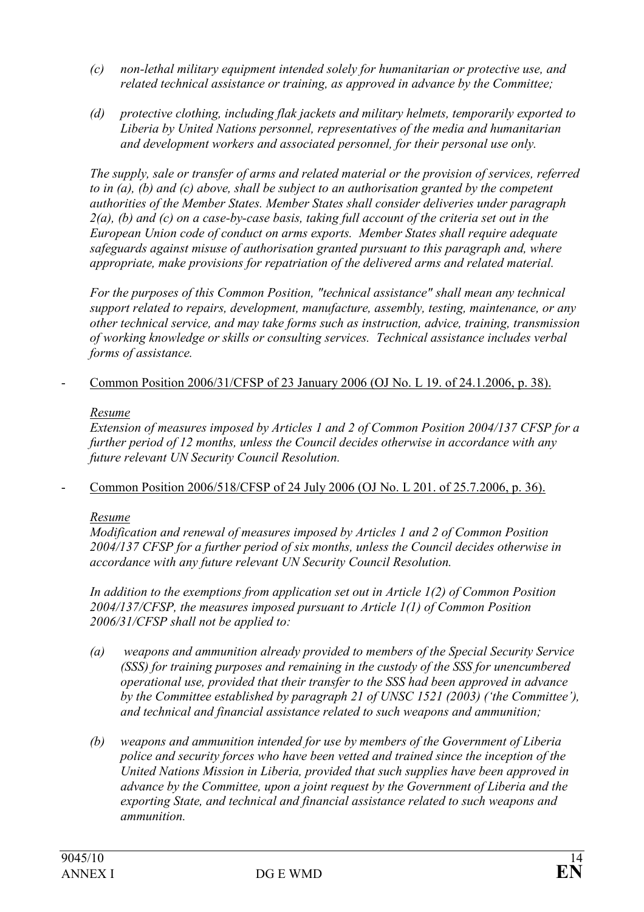*(c) non-lethal military equipment intended solely for humanitarian or protective use, and related technical assistance or training, as approved in advance by the Committee;*

*(d) protective clothing, including flak jackets and military helmets, temporarily exported to Liberia by United Nations personnel, representatives of the media and humanitarian and development workers and associated personnel, for their personal use only.*

*The supply, sale or transfer of arms and related material or the provision of services, referred to in (a), (b) and (c) above, shall be subject to an authorisation granted by the competent authorities of the Member States. Member States shall consider deliveries under paragraph 2(a), (b) and (c) on a case-by-case basis, taking full account of the criteria set out in the European Union code of conduct on arms exports. Member States shall require adequate safeguards against misuse of authorisation granted pursuant to this paragraph and, where appropriate, make provisions for repatriation of the delivered arms and related material.*

*For the purposes of this Common Position, "technical assistance" shall mean any technical support related to repairs, development, manufacture, assembly, testing, maintenance, or any other technical service, and may take forms such as instruction, advice, training, transmission of working knowledge or skills or consulting services. Technical assistance includes verbal forms of assistance.*

- Common Position 2006/31/CFSP of 23 January 2006 (OJ No. L 19. of 24.1.2006, p. 38).

  *Resume*

  *Extension of measures imposed by Articles 1 and 2 of Common Position 2004/137 CFSP for a further period of 12 months, unless the Council decides otherwise in accordance with any future relevant UN Security Council Resolution.*

- Common Position 2006/518/CFSP of 24 July 2006 (OJ No. L 201. of 25.7.2006, p. 36).

  *Resume*

  *Modification and renewal of measures imposed by Articles 1 and 2 of Common Position 2004/137 CFSP for a further period of six months, unless the Council decides otherwise in accordance with any future relevant UN Security Council Resolution.*

  *In addition to the exemptions from application set out in Article 1(2) of Common Position 2004/137/CFSP, the measures imposed pursuant to Article 1(1) of Common Position 2006/31/CFSP shall not be applied to:*

  *(a) weapons and ammunition already provided to members of the Special Security Service (SSS) for training purposes and remaining in the custody of the SSS for unencumbered operational use, provided that their transfer to the SSS had been approved in advance by the Committee established by paragraph 21 of UNSC 1521 (2003) ('the Committee'), and technical and financial assistance related to such weapons and ammunition;*

  *(b) weapons and ammunition intended for use by members of the Government of Liberia police and security forces who have been vetted and trained since the inception of the United Nations Mission in Liberia, provided that such supplies have been approved in advance by the Committee, upon a joint request by the Government of Liberia and the exporting State, and technical and financial assistance related to such weapons and ammunition.*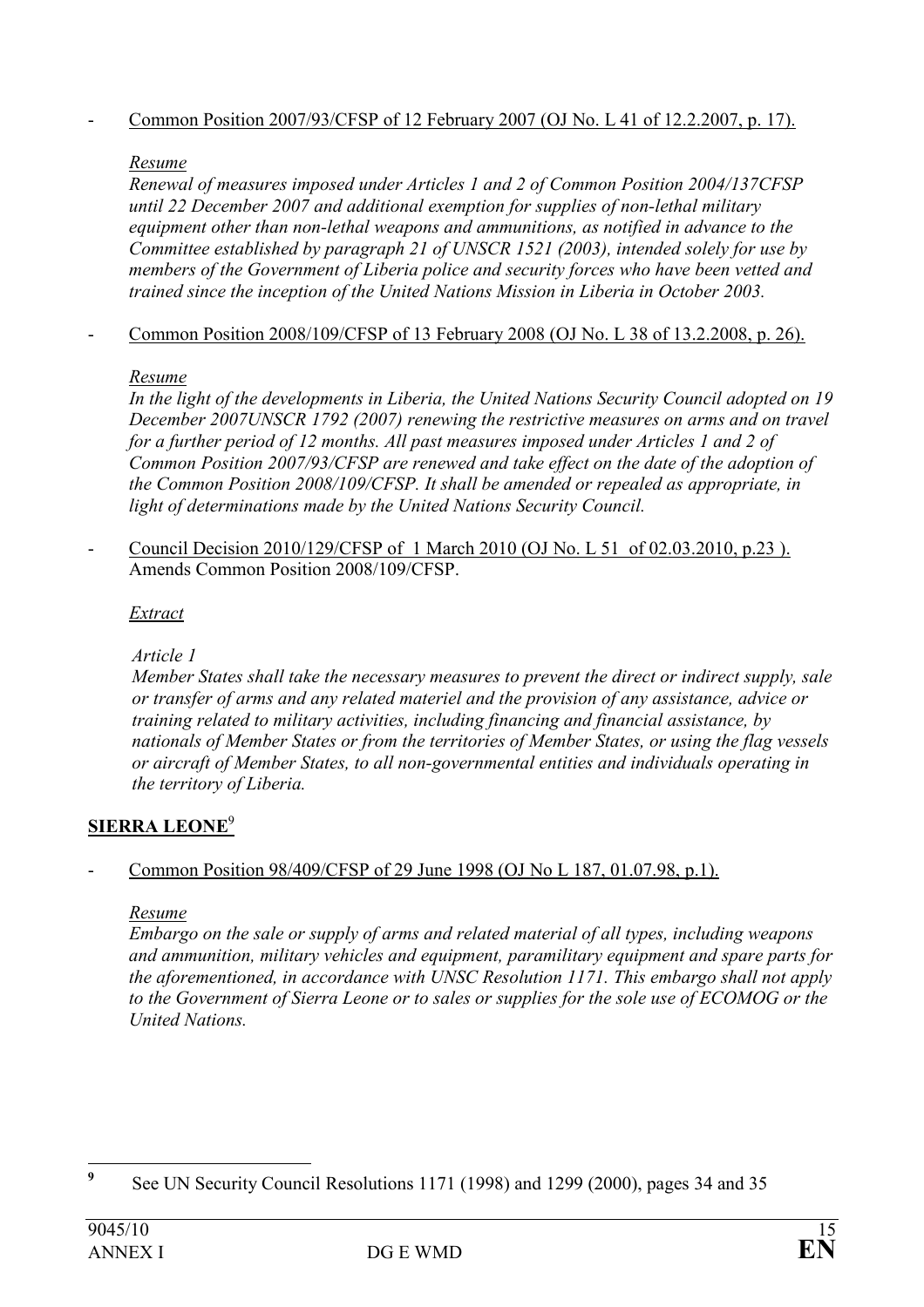- Common Position 2007/93/CFSP of 12 February 2007 (OJ No. L 41 of 12.2.2007, p. 17).

*Resume*

*Renewal of measures imposed under Articles 1 and 2 of Common Position 2004/137CFSP until 22 December 2007 and additional exemption for supplies of non-lethal military equipment other than non-lethal weapons and ammunitions, as notified in advance to the Committee established by paragraph 21 of UNSCR 1521 (2003), intended solely for use by members of the Government of Liberia police and security forces who have been vetted and trained since the inception of the United Nations Mission in Liberia in October 2003.*

- Common Position 2008/109/CFSP of 13 February 2008 (OJ No. L 38 of 13.2.2008, p. 26).

*Resume*

*In the light of the developments in Liberia, the United Nations Security Council adopted on 19 December 2007UNSCR 1792 (2007) renewing the restrictive measures on arms and on travel for a further period of 12 months. All past measures imposed under Articles 1 and 2 of Common Position 2007/93/CFSP are renewed and take effect on the date of the adoption of the Common Position 2008/109/CFSP. It shall be amended or repealed as appropriate, in light of determinations made by the United Nations Security Council.*

- Council Decision 2010/129/CFSP of 1 March 2010 (OJ No. L 51 of 02.03.2010, p.23 ). Amends Common Position 2008/109/CFSP.

*Extract*

*Article 1*

*Member States shall take the necessary measures to prevent the direct or indirect supply, sale or transfer of arms and any related materiel and the provision of any assistance, advice or training related to military activities, including financing and financial assistance, by nationals of Member States or from the territories of Member States, or using the flag vessels or aircraft of Member States, to all non-governmental entities and individuals operating in the territory of Liberia.*

## SIERRA LEONE[9]

- Common Position 98/409/CFSP of 29 June 1998 (OJ No L 187, 01.07.98, p.1).

*Resume*

*Embargo on the sale or supply of arms and related material of all types, including weapons and ammunition, military vehicles and equipment, paramilitary equipment and spare parts for the aforementioned, in accordance with UNSC Resolution 1171. This embargo shall not apply to the Government of Sierra Leone or to sales or supplies for the sole use of ECOMOG or the United Nations.*

---

[9] See UN Security Council Resolutions 1171 (1998) and 1299 (2000), pages 34 and 35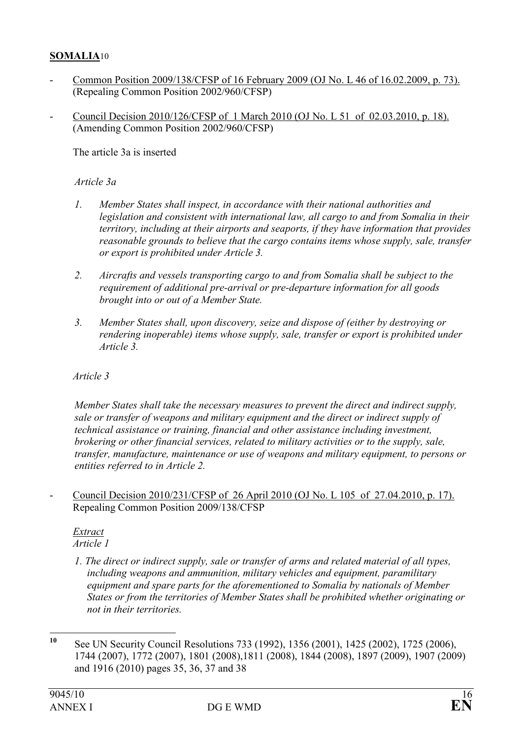## **SOMALIA**[10]

- Common Position 2009/138/CFSP of 16 February 2009 (OJ No. L 46 of 16.02.2009, p. 73). (Repealing Common Position 2002/960/CFSP)

- Council Decision 2010/126/CFSP of 1 March 2010 (OJ No. L 51 of 02.03.2010, p. 18). (Amending Common Position 2002/960/CFSP)

  The article 3a is inserted

  *Article 3a*

  1. *Member States shall inspect, in accordance with their national authorities and legislation and consistent with international law, all cargo to and from Somalia in their territory, including at their airports and seaports, if they have information that provides reasonable grounds to believe that the cargo contains items whose supply, sale, transfer or export is prohibited under Article 3.*

  2. *Aircrafts and vessels transporting cargo to and from Somalia shall be subject to the requirement of additional pre-arrival or pre-departure information for all goods brought into or out of a Member State.*

  3. *Member States shall, upon discovery, seize and dispose of (either by destroying or rendering inoperable) items whose supply, sale, transfer or export is prohibited under Article 3.*

  *Article 3*

  *Member States shall take the necessary measures to prevent the direct and indirect supply, sale or transfer of weapons and military equipment and the direct or indirect supply of technical assistance or training, financial and other assistance including investment, brokering or other financial services, related to military activities or to the supply, sale, transfer, manufacture, maintenance or use of weapons and military equipment, to persons or entities referred to in Article 2.*

- Council Decision 2010/231/CFSP of 26 April 2010 (OJ No. L 105 of 27.04.2010, p. 17). Repealing Common Position 2009/138/CFSP

  *Extract*
  *Article 1*

  *1. The direct or indirect supply, sale or transfer of arms and related material of all types, including weapons and ammunition, military vehicles and equipment, paramilitary equipment and spare parts for the aforementioned to Somalia by nationals of Member States or from the territories of Member States shall be prohibited whether originating or not in their territories.*

---

[10] See UN Security Council Resolutions 733 (1992), 1356 (2001), 1425 (2002), 1725 (2006), 1744 (2007), 1772 (2007), 1801 (2008),1811 (2008), 1844 (2008), 1897 (2009), 1907 (2009) and 1916 (2010) pages 35, 36, 37 and 38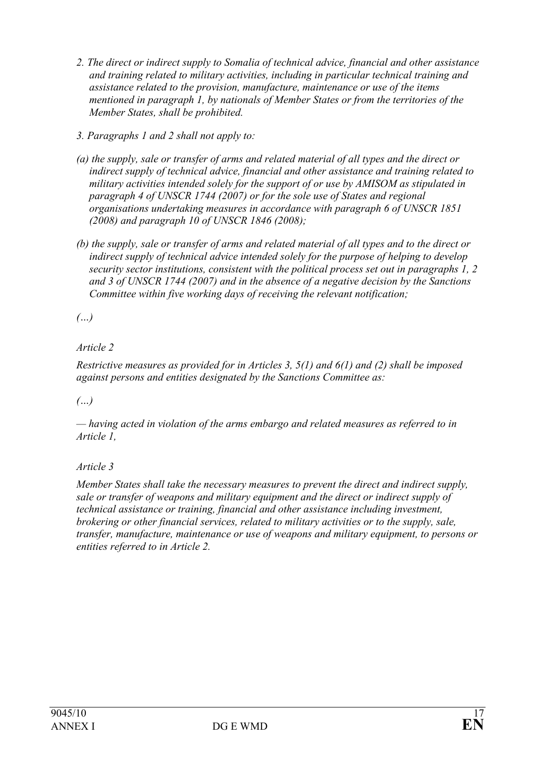*2. The direct or indirect supply to Somalia of technical advice, financial and other assistance and training related to military activities, including in particular technical training and assistance related to the provision, manufacture, maintenance or use of the items mentioned in paragraph 1, by nationals of Member States or from the territories of the Member States, shall be prohibited.*

*3. Paragraphs 1 and 2 shall not apply to:*

*(a) the supply, sale or transfer of arms and related material of all types and the direct or indirect supply of technical advice, financial and other assistance and training related to military activities intended solely for the support of or use by AMISOM as stipulated in paragraph 4 of UNSCR 1744 (2007) or for the sole use of States and regional organisations undertaking measures in accordance with paragraph 6 of UNSCR 1851 (2008) and paragraph 10 of UNSCR 1846 (2008);*

*(b) the supply, sale or transfer of arms and related material of all types and to the direct or indirect supply of technical advice intended solely for the purpose of helping to develop security sector institutions, consistent with the political process set out in paragraphs 1, 2 and 3 of UNSCR 1744 (2007) and in the absence of a negative decision by the Sanctions Committee within five working days of receiving the relevant notification;*

*(…)*

*Article 2*

*Restrictive measures as provided for in Articles 3, 5(1) and 6(1) and (2) shall be imposed against persons and entities designated by the Sanctions Committee as:*

*(…)*

*— having acted in violation of the arms embargo and related measures as referred to in Article 1,*

*Article 3*

*Member States shall take the necessary measures to prevent the direct and indirect supply, sale or transfer of weapons and military equipment and the direct or indirect supply of technical assistance or training, financial and other assistance including investment, brokering or other financial services, related to military activities or to the supply, sale, transfer, manufacture, maintenance or use of weapons and military equipment, to persons or entities referred to in Article 2.*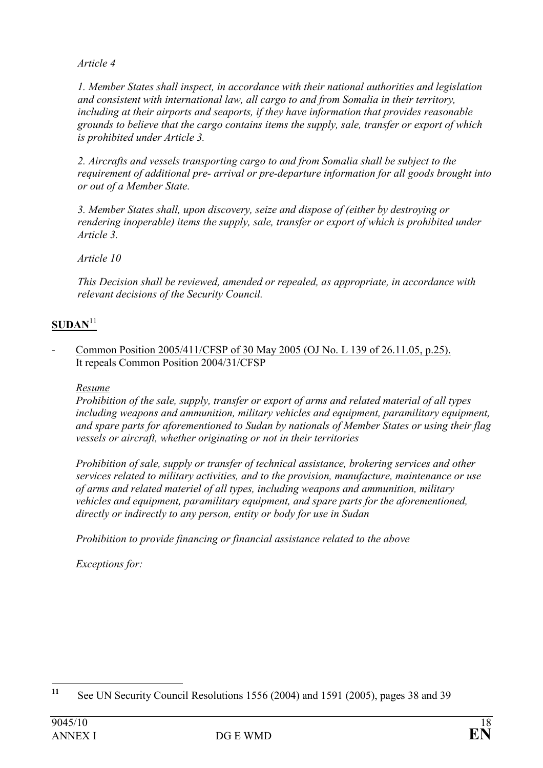*Article 4*

*1. Member States shall inspect, in accordance with their national authorities and legislation and consistent with international law, all cargo to and from Somalia in their territory, including at their airports and seaports, if they have information that provides reasonable grounds to believe that the cargo contains items the supply, sale, transfer or export of which is prohibited under Article 3.*

*2. Aircrafts and vessels transporting cargo to and from Somalia shall be subject to the requirement of additional pre- arrival or pre-departure information for all goods brought into or out of a Member State.*

*3. Member States shall, upon discovery, seize and dispose of (either by destroying or rendering inoperable) items the supply, sale, transfer or export of which is prohibited under Article 3.*

*Article 10*

*This Decision shall be reviewed, amended or repealed, as appropriate, in accordance with relevant decisions of the Security Council.*

## SUDAN[11]

- Common Position 2005/411/CFSP of 30 May 2005 (OJ No. L 139 of 26.11.05, p.25). It repeals Common Position 2004/31/CFSP

  *Resume*
  *Prohibition of the sale, supply, transfer or export of arms and related material of all types including weapons and ammunition, military vehicles and equipment, paramilitary equipment, and spare parts for aforementioned to Sudan by nationals of Member States or using their flag vessels or aircraft, whether originating or not in their territories*

  *Prohibition of sale, supply or transfer of technical assistance, brokering services and other services related to military activities, and to the provision, manufacture, maintenance or use of arms and related materiel of all types, including weapons and ammunition, military vehicles and equipment, paramilitary equipment, and spare parts for the aforementioned, directly or indirectly to any person, entity or body for use in Sudan*

  *Prohibition to provide financing or financial assistance related to the above*

  *Exceptions for:*

---

[11] See UN Security Council Resolutions 1556 (2004) and 1591 (2005), pages 38 and 39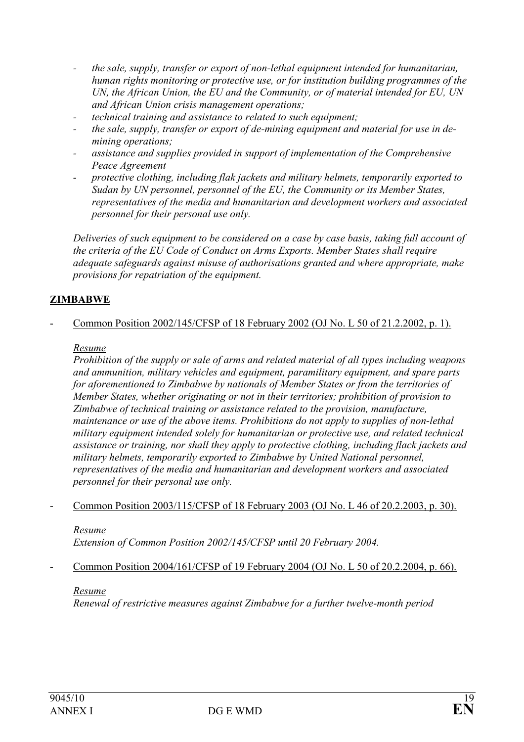- *the sale, supply, transfer or export of non-lethal equipment intended for humanitarian, human rights monitoring or protective use, or for institution building programmes of the UN, the African Union, the EU and the Community, or of material intended for EU, UN and African Union crisis management operations;*
- *technical training and assistance to related to such equipment;*
- *the sale, supply, transfer or export of de-mining equipment and material for use in de-mining operations;*
- *assistance and supplies provided in support of implementation of the Comprehensive Peace Agreement*
- *protective clothing, including flak jackets and military helmets, temporarily exported to Sudan by UN personnel, personnel of the EU, the Community or its Member States, representatives of the media and humanitarian and development workers and associated personnel for their personal use only.*

*Deliveries of such equipment to be considered on a case by case basis, taking full account of the criteria of the EU Code of Conduct on Arms Exports. Member States shall require adequate safeguards against misuse of authorisations granted and where appropriate, make provisions for repatriation of the equipment.*

## ZIMBABWE

- Common Position 2002/145/CFSP of 18 February 2002 (OJ No. L 50 of 21.2.2002, p. 1).

  *Resume*
  *Prohibition of the supply or sale of arms and related material of all types including weapons and ammunition, military vehicles and equipment, paramilitary equipment, and spare parts for aforementioned to Zimbabwe by nationals of Member States or from the territories of Member States, whether originating or not in their territories; prohibition of provision to Zimbabwe of technical training or assistance related to the provision, manufacture, maintenance or use of the above items. Prohibitions do not apply to supplies of non-lethal military equipment intended solely for humanitarian or protective use, and related technical assistance or training, nor shall they apply to protective clothing, including flack jackets and military helmets, temporarily exported to Zimbabwe by United National personnel, representatives of the media and humanitarian and development workers and associated personnel for their personal use only.*

- Common Position 2003/115/CFSP of 18 February 2003 (OJ No. L 46 of 20.2.2003, p. 30).

  *Resume*
  *Extension of Common Position 2002/145/CFSP until 20 February 2004.*

- Common Position 2004/161/CFSP of 19 February 2004 (OJ No. L 50 of 20.2.2004, p. 66).

  *Resume*
  *Renewal of restrictive measures against Zimbabwe for a further twelve-month period*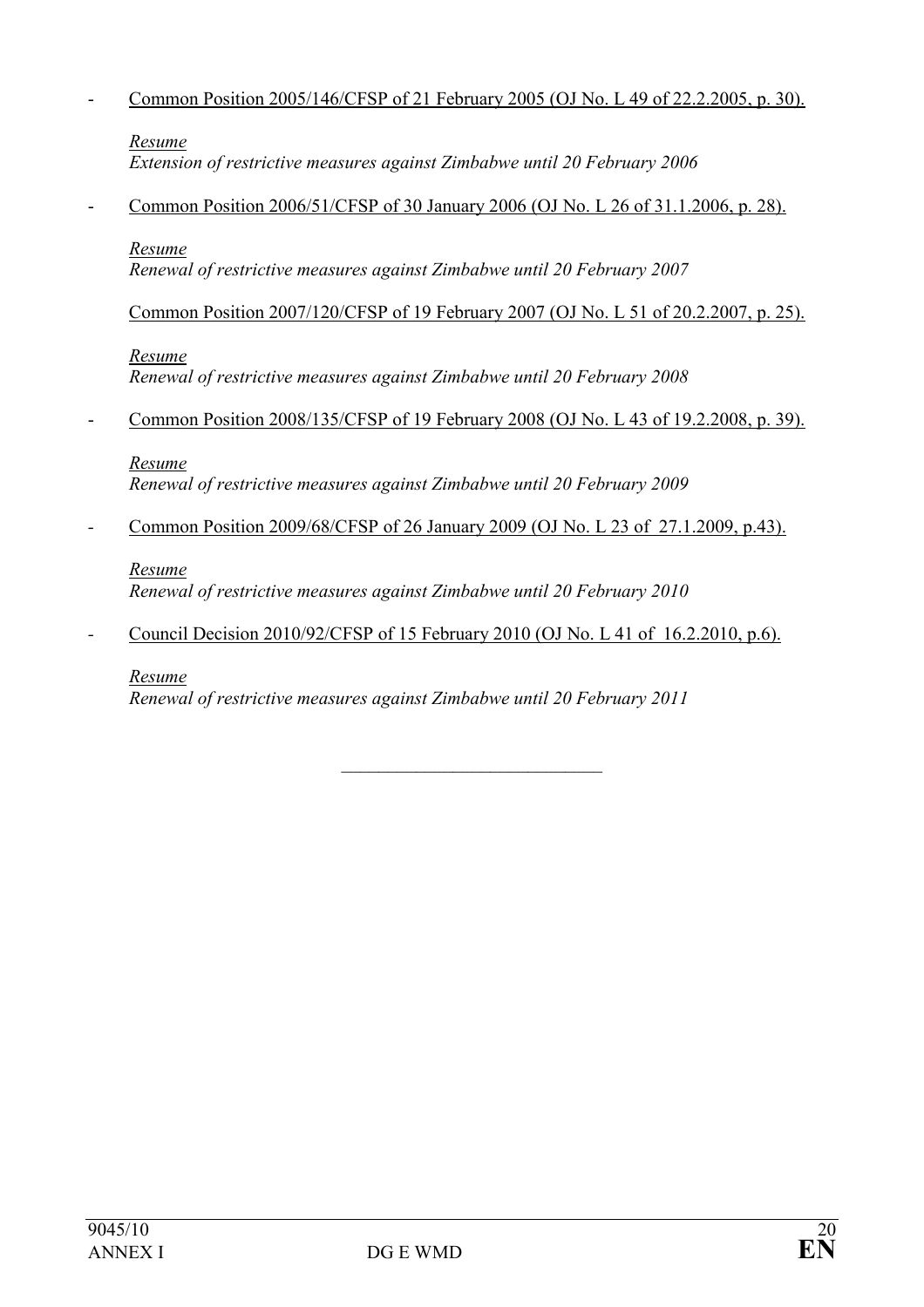- Common Position 2005/146/CFSP of 21 February 2005 (OJ No. L 49 of 22.2.2005, p. 30).

  *Resume*
  *Extension of restrictive measures against Zimbabwe until 20 February 2006*

- Common Position 2006/51/CFSP of 30 January 2006 (OJ No. L 26 of 31.1.2006, p. 28).

  *Resume*
  *Renewal of restrictive measures against Zimbabwe until 20 February 2007*

  Common Position 2007/120/CFSP of 19 February 2007 (OJ No. L 51 of 20.2.2007, p. 25).

  *Resume*
  *Renewal of restrictive measures against Zimbabwe until 20 February 2008*

- Common Position 2008/135/CFSP of 19 February 2008 (OJ No. L 43 of 19.2.2008, p. 39).

  *Resume*
  *Renewal of restrictive measures against Zimbabwe until 20 February 2009*

- Common Position 2009/68/CFSP of 26 January 2009 (OJ No. L 23 of 27.1.2009, p.43).

  *Resume*
  *Renewal of restrictive measures against Zimbabwe until 20 February 2010*

- Council Decision 2010/92/CFSP of 15 February 2010 (OJ No. L 41 of 16.2.2010, p.6).

  *Resume*
  *Renewal of restrictive measures against Zimbabwe until 20 February 2011*

---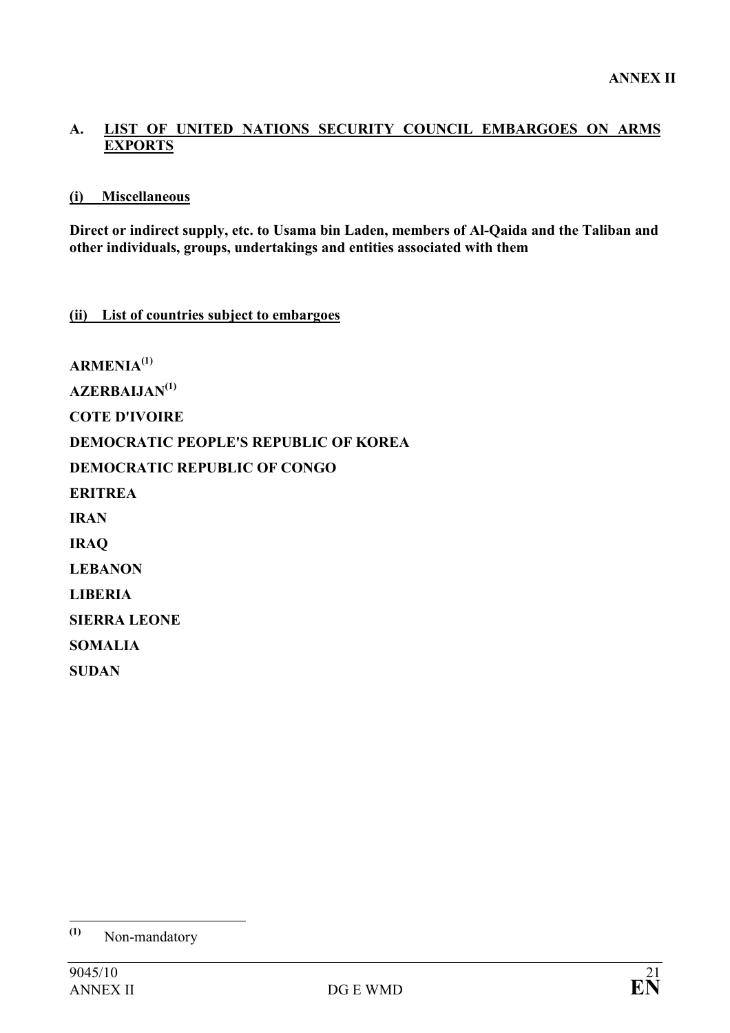**ANNEX II**

## A. LIST OF UNITED NATIONS SECURITY COUNCIL EMBARGOES ON ARMS EXPORTS

### (i) Miscellaneous

**Direct or indirect supply, etc. to Usama bin Laden, members of Al-Qaida and the Taliban and other individuals, groups, undertakings and entities associated with them**

### (ii) List of countries subject to embargoes

**ARMENIA**[1]

**AZERBAIJAN**[1]

**COTE D'IVOIRE**

**DEMOCRATIC PEOPLE'S REPUBLIC OF KOREA**

**DEMOCRATIC REPUBLIC OF CONGO**

**ERITREA**

**IRAN**

**IRAQ**

**LEBANON**

**LIBERIA**

**SIERRA LEONE**

**SOMALIA**

**SUDAN**

---

[1] Non-mandatory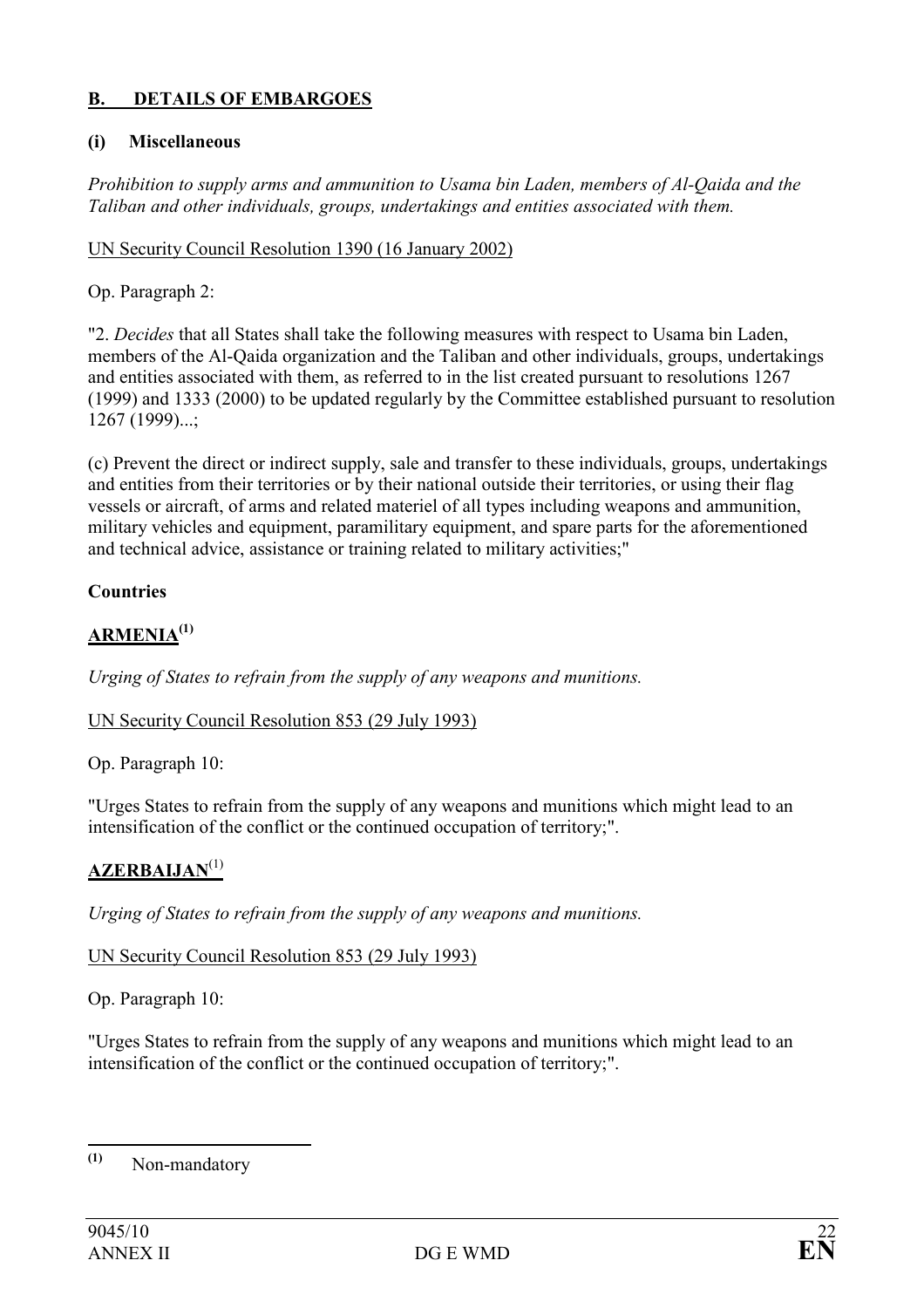## B. DETAILS OF EMBARGOES

### (i) Miscellaneous

*Prohibition to supply arms and ammunition to Usama bin Laden, members of Al-Qaida and the Taliban and other individuals, groups, undertakings and entities associated with them.*

UN Security Council Resolution 1390 (16 January 2002)

Op. Paragraph 2:

"2. *Decides* that all States shall take the following measures with respect to Usama bin Laden, members of the Al-Qaida organization and the Taliban and other individuals, groups, undertakings and entities associated with them, as referred to in the list created pursuant to resolutions 1267 (1999) and 1333 (2000) to be updated regularly by the Committee established pursuant to resolution 1267 (1999)...;

(c) Prevent the direct or indirect supply, sale and transfer to these individuals, groups, undertakings and entities from their territories or by their national outside their territories, or using their flag vessels or aircraft, of arms and related materiel of all types including weapons and ammunition, military vehicles and equipment, paramilitary equipment, and spare parts for the aforementioned and technical advice, assistance or training related to military activities;"

### Countries

#### ARMENIA[(1)]

*Urging of States to refrain from the supply of any weapons and munitions.*

UN Security Council Resolution 853 (29 July 1993)

Op. Paragraph 10:

"Urges States to refrain from the supply of any weapons and munitions which might lead to an intensification of the conflict or the continued occupation of territory;".

#### AZERBAIJAN[(1)]

*Urging of States to refrain from the supply of any weapons and munitions.*

UN Security Council Resolution 853 (29 July 1993)

Op. Paragraph 10:

"Urges States to refrain from the supply of any weapons and munitions which might lead to an intensification of the conflict or the continued occupation of territory;".

---

(1) Non-mandatory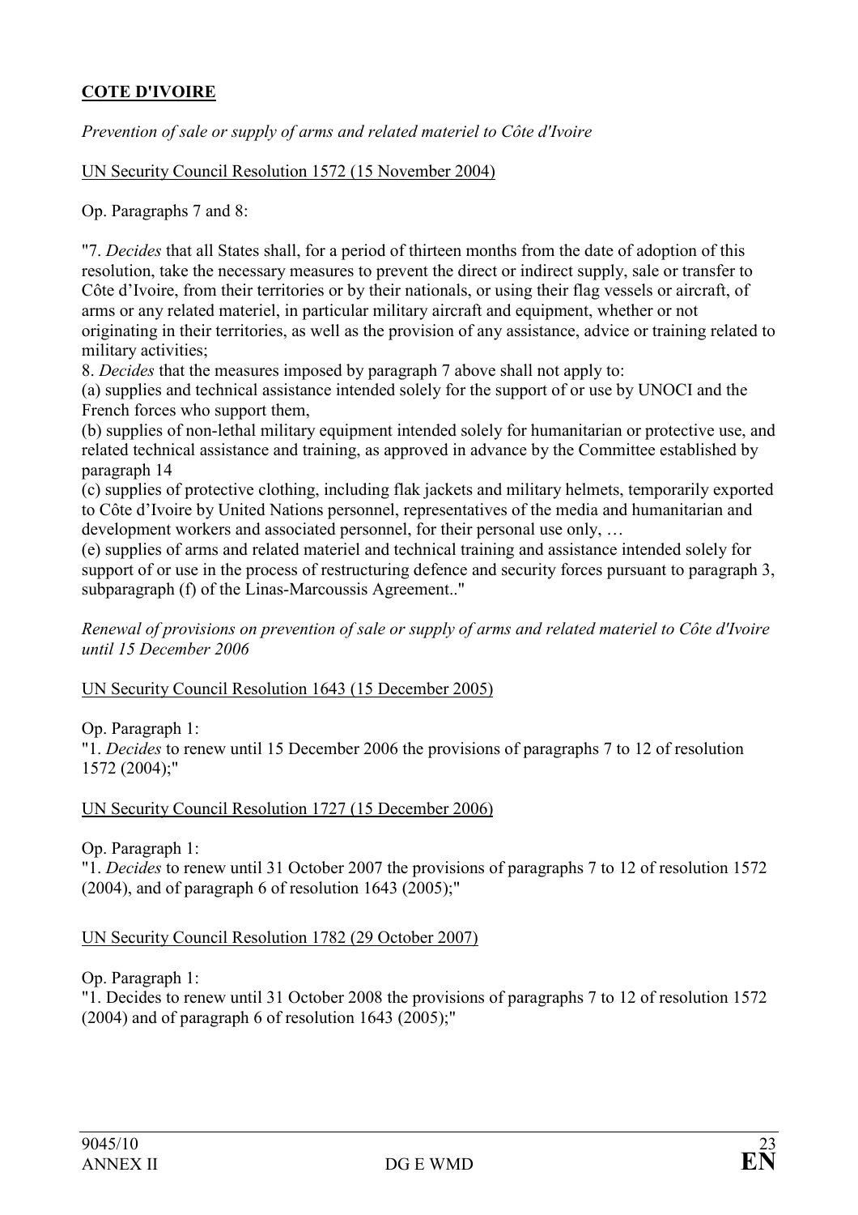**<u>COTE D'IVOIRE</u>**

*Prevention of sale or supply of arms and related materiel to Côte d'Ivoire*

<u>UN Security Council Resolution 1572 (15 November 2004)</u>

Op. Paragraphs 7 and 8:

"7. *Decides* that all States shall, for a period of thirteen months from the date of adoption of this resolution, take the necessary measures to prevent the direct or indirect supply, sale or transfer to Côte d'Ivoire, from their territories or by their nationals, or using their flag vessels or aircraft, of arms or any related materiel, in particular military aircraft and equipment, whether or not originating in their territories, as well as the provision of any assistance, advice or training related to military activities;
8. *Decides* that the measures imposed by paragraph 7 above shall not apply to:
(a) supplies and technical assistance intended solely for the support of or use by UNOCI and the French forces who support them,
(b) supplies of non-lethal military equipment intended solely for humanitarian or protective use, and related technical assistance and training, as approved in advance by the Committee established by paragraph 14
(c) supplies of protective clothing, including flak jackets and military helmets, temporarily exported to Côte d'Ivoire by United Nations personnel, representatives of the media and humanitarian and development workers and associated personnel, for their personal use only, …
(e) supplies of arms and related materiel and technical training and assistance intended solely for support of or use in the process of restructuring defence and security forces pursuant to paragraph 3, subparagraph (f) of the Linas-Marcoussis Agreement.."

*Renewal of provisions on prevention of sale or supply of arms and related materiel to Côte d'Ivoire until 15 December 2006*

<u>UN Security Council Resolution 1643 (15 December 2005)</u>

Op. Paragraph 1:
"1. *Decides* to renew until 15 December 2006 the provisions of paragraphs 7 to 12 of resolution 1572 (2004);"

<u>UN Security Council Resolution 1727 (15 December 2006)</u>

Op. Paragraph 1:
"1. *Decides* to renew until 31 October 2007 the provisions of paragraphs 7 to 12 of resolution 1572 (2004), and of paragraph 6 of resolution 1643 (2005);"

<u>UN Security Council Resolution 1782 (29 October 2007)</u>

Op. Paragraph 1:
"1. Decides to renew until 31 October 2008 the provisions of paragraphs 7 to 12 of resolution 1572 (2004) and of paragraph 6 of resolution 1643 (2005);"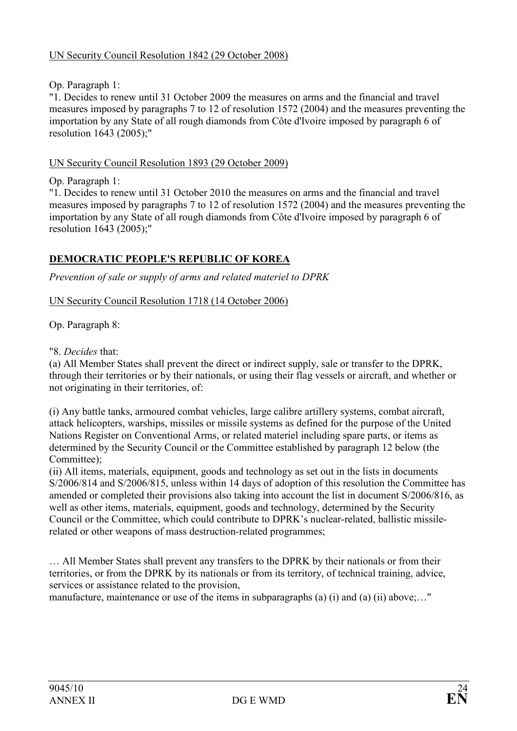UN Security Council Resolution 1842 (29 October 2008)

Op. Paragraph 1:

"1. Decides to renew until 31 October 2009 the measures on arms and the financial and travel measures imposed by paragraphs 7 to 12 of resolution 1572 (2004) and the measures preventing the importation by any State of all rough diamonds from Côte d'Ivoire imposed by paragraph 6 of resolution 1643 (2005);"

UN Security Council Resolution 1893 (29 October 2009)

Op. Paragraph 1:

"1. Decides to renew until 31 October 2010 the measures on arms and the financial and travel measures imposed by paragraphs 7 to 12 of resolution 1572 (2004) and the measures preventing the importation by any State of all rough diamonds from Côte d'Ivoire imposed by paragraph 6 of resolution 1643 (2005);"

## DEMOCRATIC PEOPLE'S REPUBLIC OF KOREA

*Prevention of sale or supply of arms and related materiel to DPRK*

UN Security Council Resolution 1718 (14 October 2006)

Op. Paragraph 8:

"8. *Decides* that:

(a) All Member States shall prevent the direct or indirect supply, sale or transfer to the DPRK, through their territories or by their nationals, or using their flag vessels or aircraft, and whether or not originating in their territories, of:

(i) Any battle tanks, armoured combat vehicles, large calibre artillery systems, combat aircraft, attack helicopters, warships, missiles or missile systems as defined for the purpose of the United Nations Register on Conventional Arms, or related materiel including spare parts, or items as determined by the Security Council or the Committee established by paragraph 12 below (the Committee);

(ii) All items, materials, equipment, goods and technology as set out in the lists in documents S/2006/814 and S/2006/815, unless within 14 days of adoption of this resolution the Committee has amended or completed their provisions also taking into account the list in document S/2006/816, as well as other items, materials, equipment, goods and technology, determined by the Security Council or the Committee, which could contribute to DPRK's nuclear-related, ballistic missile-related or other weapons of mass destruction-related programmes;

… All Member States shall prevent any transfers to the DPRK by their nationals or from their territories, or from the DPRK by its nationals or from its territory, of technical training, advice, services or assistance related to the provision, manufacture, maintenance or use of the items in subparagraphs (a) (i) and (a) (ii) above;…"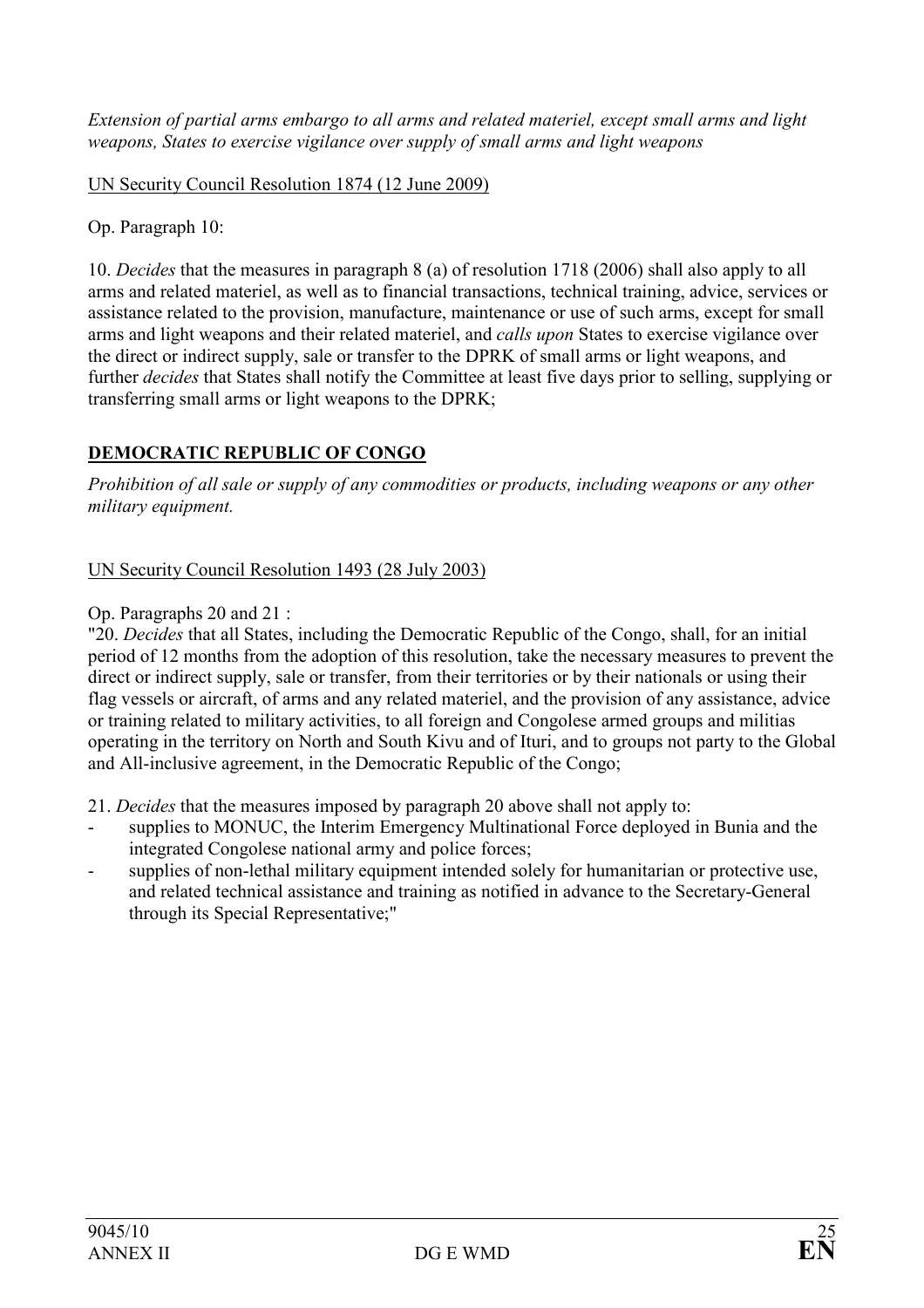*Extension of partial arms embargo to all arms and related materiel, except small arms and light weapons, States to exercise vigilance over supply of small arms and light weapons*

UN Security Council Resolution 1874 (12 June 2009)

Op. Paragraph 10:

10. *Decides* that the measures in paragraph 8 (a) of resolution 1718 (2006) shall also apply to all arms and related materiel, as well as to financial transactions, technical training, advice, services or assistance related to the provision, manufacture, maintenance or use of such arms, except for small arms and light weapons and their related materiel, and *calls upon* States to exercise vigilance over the direct or indirect supply, sale or transfer to the DPRK of small arms or light weapons, and further *decides* that States shall notify the Committee at least five days prior to selling, supplying or transferring small arms or light weapons to the DPRK;

## DEMOCRATIC REPUBLIC OF CONGO

*Prohibition of all sale or supply of any commodities or products, including weapons or any other military equipment.*

UN Security Council Resolution 1493 (28 July 2003)

Op. Paragraphs 20 and 21 :

"20. *Decides* that all States, including the Democratic Republic of the Congo, shall, for an initial period of 12 months from the adoption of this resolution, take the necessary measures to prevent the direct or indirect supply, sale or transfer, from their territories or by their nationals or using their flag vessels or aircraft, of arms and any related materiel, and the provision of any assistance, advice or training related to military activities, to all foreign and Congolese armed groups and militias operating in the territory on North and South Kivu and of Ituri, and to groups not party to the Global and All-inclusive agreement, in the Democratic Republic of the Congo;

21. *Decides* that the measures imposed by paragraph 20 above shall not apply to:

- supplies to MONUC, the Interim Emergency Multinational Force deployed in Bunia and the integrated Congolese national army and police forces;
- supplies of non-lethal military equipment intended solely for humanitarian or protective use, and related technical assistance and training as notified in advance to the Secretary-General through its Special Representative;"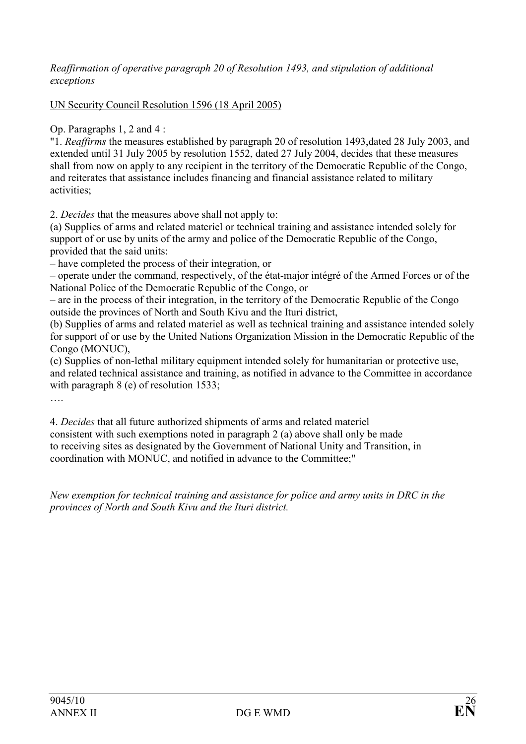*Reaffirmation of operative paragraph 20 of Resolution 1493, and stipulation of additional exceptions*

UN Security Council Resolution 1596 (18 April 2005)

Op. Paragraphs 1, 2 and 4 :

"1. *Reaffirms* the measures established by paragraph 20 of resolution 1493,dated 28 July 2003, and extended until 31 July 2005 by resolution 1552, dated 27 July 2004, decides that these measures shall from now on apply to any recipient in the territory of the Democratic Republic of the Congo, and reiterates that assistance includes financing and financial assistance related to military activities;

2. *Decides* that the measures above shall not apply to:

(a) Supplies of arms and related materiel or technical training and assistance intended solely for support of or use by units of the army and police of the Democratic Republic of the Congo, provided that the said units:

– have completed the process of their integration, or

– operate under the command, respectively, of the état-major intégré of the Armed Forces or of the National Police of the Democratic Republic of the Congo, or

– are in the process of their integration, in the territory of the Democratic Republic of the Congo outside the provinces of North and South Kivu and the Ituri district,

(b) Supplies of arms and related materiel as well as technical training and assistance intended solely for support of or use by the United Nations Organization Mission in the Democratic Republic of the Congo (MONUC),

(c) Supplies of non-lethal military equipment intended solely for humanitarian or protective use, and related technical assistance and training, as notified in advance to the Committee in accordance with paragraph 8 (e) of resolution 1533;

….

4. *Decides* that all future authorized shipments of arms and related materiel consistent with such exemptions noted in paragraph 2 (a) above shall only be made to receiving sites as designated by the Government of National Unity and Transition, in coordination with MONUC, and notified in advance to the Committee;"

*New exemption for technical training and assistance for police and army units in DRC in the provinces of North and South Kivu and the Ituri district.*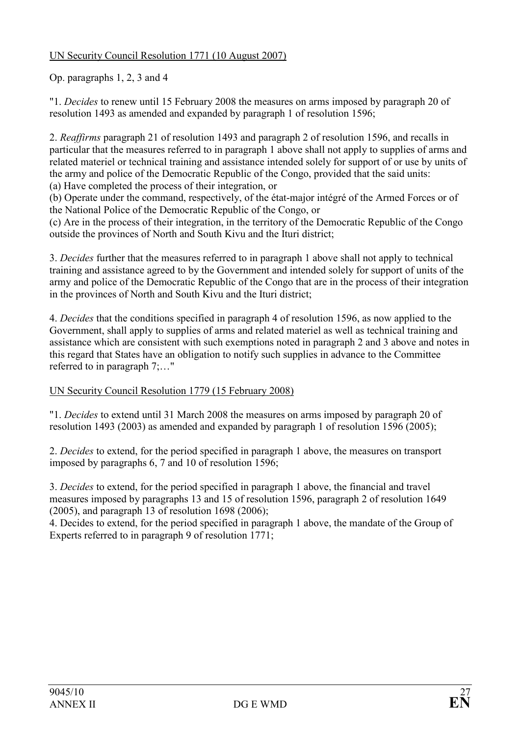UN Security Council Resolution 1771 (10 August 2007)

Op. paragraphs 1, 2, 3 and 4

"1. *Decides* to renew until 15 February 2008 the measures on arms imposed by paragraph 20 of resolution 1493 as amended and expanded by paragraph 1 of resolution 1596;

2. *Reaffirms* paragraph 21 of resolution 1493 and paragraph 2 of resolution 1596, and recalls in particular that the measures referred to in paragraph 1 above shall not apply to supplies of arms and related materiel or technical training and assistance intended solely for support of or use by units of the army and police of the Democratic Republic of the Congo, provided that the said units:
(a) Have completed the process of their integration, or
(b) Operate under the command, respectively, of the état-major intégré of the Armed Forces or of the National Police of the Democratic Republic of the Congo, or
(c) Are in the process of their integration, in the territory of the Democratic Republic of the Congo outside the provinces of North and South Kivu and the Ituri district;

3. *Decides* further that the measures referred to in paragraph 1 above shall not apply to technical training and assistance agreed to by the Government and intended solely for support of units of the army and police of the Democratic Republic of the Congo that are in the process of their integration in the provinces of North and South Kivu and the Ituri district;

4. *Decides* that the conditions specified in paragraph 4 of resolution 1596, as now applied to the Government, shall apply to supplies of arms and related materiel as well as technical training and assistance which are consistent with such exemptions noted in paragraph 2 and 3 above and notes in this regard that States have an obligation to notify such supplies in advance to the Committee referred to in paragraph 7;…"

UN Security Council Resolution 1779 (15 February 2008)

"1. *Decides* to extend until 31 March 2008 the measures on arms imposed by paragraph 20 of resolution 1493 (2003) as amended and expanded by paragraph 1 of resolution 1596 (2005);

2. *Decides* to extend, for the period specified in paragraph 1 above, the measures on transport imposed by paragraphs 6, 7 and 10 of resolution 1596;

3. *Decides* to extend, for the period specified in paragraph 1 above, the financial and travel measures imposed by paragraphs 13 and 15 of resolution 1596, paragraph 2 of resolution 1649 (2005), and paragraph 13 of resolution 1698 (2006);
4. Decides to extend, for the period specified in paragraph 1 above, the mandate of the Group of Experts referred to in paragraph 9 of resolution 1771;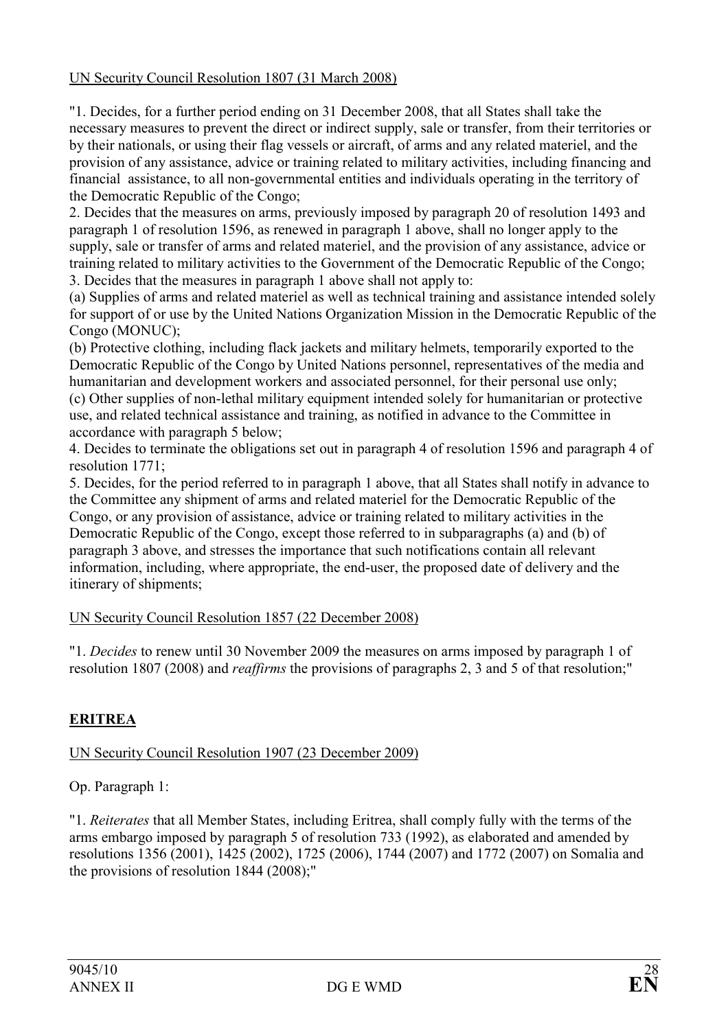UN Security Council Resolution 1807 (31 March 2008)

"1. Decides, for a further period ending on 31 December 2008, that all States shall take the necessary measures to prevent the direct or indirect supply, sale or transfer, from their territories or by their nationals, or using their flag vessels or aircraft, of arms and any related materiel, and the provision of any assistance, advice or training related to military activities, including financing and financial assistance, to all non-governmental entities and individuals operating in the territory of the Democratic Republic of the Congo;

2. Decides that the measures on arms, previously imposed by paragraph 20 of resolution 1493 and paragraph 1 of resolution 1596, as renewed in paragraph 1 above, shall no longer apply to the supply, sale or transfer of arms and related materiel, and the provision of any assistance, advice or training related to military activities to the Government of the Democratic Republic of the Congo;

3. Decides that the measures in paragraph 1 above shall not apply to:

(a) Supplies of arms and related materiel as well as technical training and assistance intended solely for support of or use by the United Nations Organization Mission in the Democratic Republic of the Congo (MONUC);

(b) Protective clothing, including flack jackets and military helmets, temporarily exported to the Democratic Republic of the Congo by United Nations personnel, representatives of the media and humanitarian and development workers and associated personnel, for their personal use only;

(c) Other supplies of non-lethal military equipment intended solely for humanitarian or protective use, and related technical assistance and training, as notified in advance to the Committee in accordance with paragraph 5 below;

4. Decides to terminate the obligations set out in paragraph 4 of resolution 1596 and paragraph 4 of resolution 1771;

5. Decides, for the period referred to in paragraph 1 above, that all States shall notify in advance to the Committee any shipment of arms and related materiel for the Democratic Republic of the Congo, or any provision of assistance, advice or training related to military activities in the Democratic Republic of the Congo, except those referred to in subparagraphs (a) and (b) of paragraph 3 above, and stresses the importance that such notifications contain all relevant information, including, where appropriate, the end-user, the proposed date of delivery and the itinerary of shipments;

UN Security Council Resolution 1857 (22 December 2008)

"1. *Decides* to renew until 30 November 2009 the measures on arms imposed by paragraph 1 of resolution 1807 (2008) and *reaffirms* the provisions of paragraphs 2, 3 and 5 of that resolution;"

## ERITREA

UN Security Council Resolution 1907 (23 December 2009)

Op. Paragraph 1:

"1. *Reiterates* that all Member States, including Eritrea, shall comply fully with the terms of the arms embargo imposed by paragraph 5 of resolution 733 (1992), as elaborated and amended by resolutions 1356 (2001), 1425 (2002), 1725 (2006), 1744 (2007) and 1772 (2007) on Somalia and the provisions of resolution 1844 (2008);"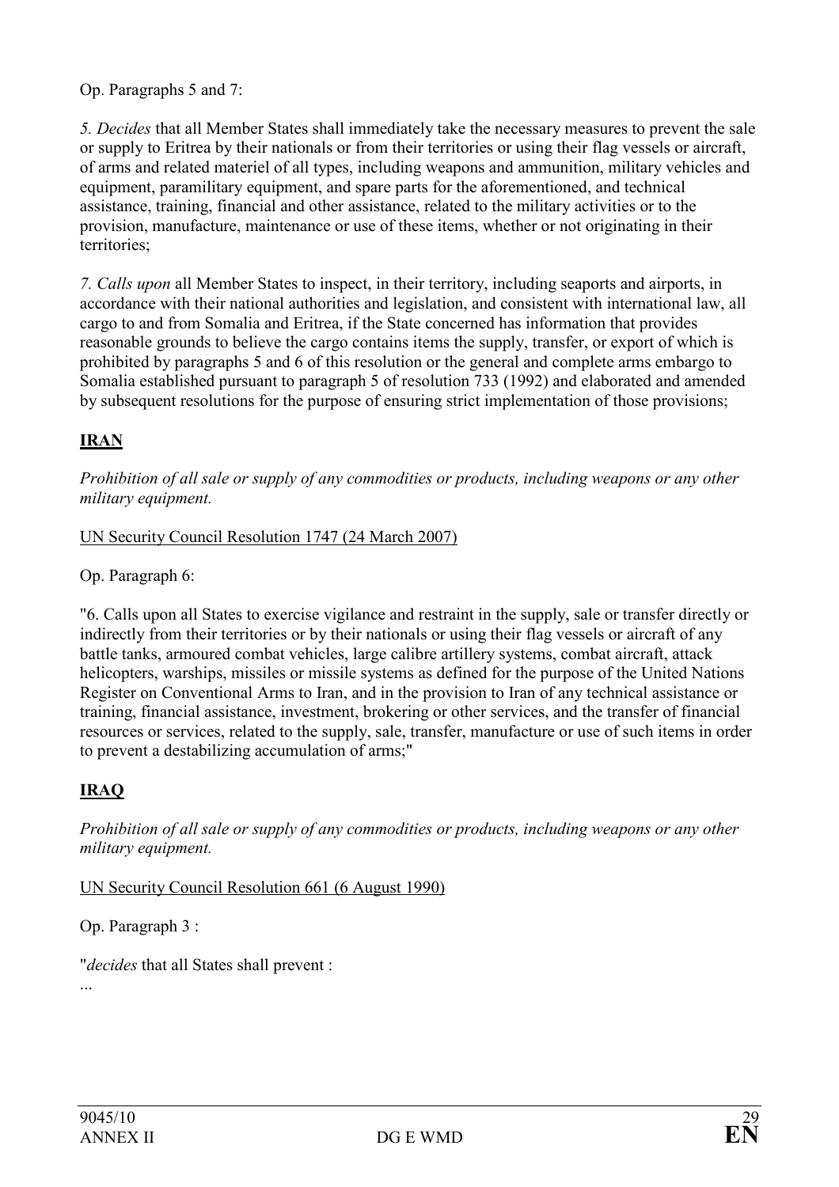Op. Paragraphs 5 and 7:

*5. Decides* that all Member States shall immediately take the necessary measures to prevent the sale or supply to Eritrea by their nationals or from their territories or using their flag vessels or aircraft, of arms and related materiel of all types, including weapons and ammunition, military vehicles and equipment, paramilitary equipment, and spare parts for the aforementioned, and technical assistance, training, financial and other assistance, related to the military activities or to the provision, manufacture, maintenance or use of these items, whether or not originating in their territories;

*7. Calls upon* all Member States to inspect, in their territory, including seaports and airports, in accordance with their national authorities and legislation, and consistent with international law, all cargo to and from Somalia and Eritrea, if the State concerned has information that provides reasonable grounds to believe the cargo contains items the supply, transfer, or export of which is prohibited by paragraphs 5 and 6 of this resolution or the general and complete arms embargo to Somalia established pursuant to paragraph 5 of resolution 733 (1992) and elaborated and amended by subsequent resolutions for the purpose of ensuring strict implementation of those provisions;

## IRAN

*Prohibition of all sale or supply of any commodities or products, including weapons or any other military equipment.*

UN Security Council Resolution 1747 (24 March 2007)

Op. Paragraph 6:

"6. Calls upon all States to exercise vigilance and restraint in the supply, sale or transfer directly or indirectly from their territories or by their nationals or using their flag vessels or aircraft of any battle tanks, armoured combat vehicles, large calibre artillery systems, combat aircraft, attack helicopters, warships, missiles or missile systems as defined for the purpose of the United Nations Register on Conventional Arms to Iran, and in the provision to Iran of any technical assistance or training, financial assistance, investment, brokering or other services, and the transfer of financial resources or services, related to the supply, sale, transfer, manufacture or use of such items in order to prevent a destabilizing accumulation of arms;"

## IRAQ

*Prohibition of all sale or supply of any commodities or products, including weapons or any other military equipment.*

UN Security Council Resolution 661 (6 August 1990)

Op. Paragraph 3 :

"*decides* that all States shall prevent :

...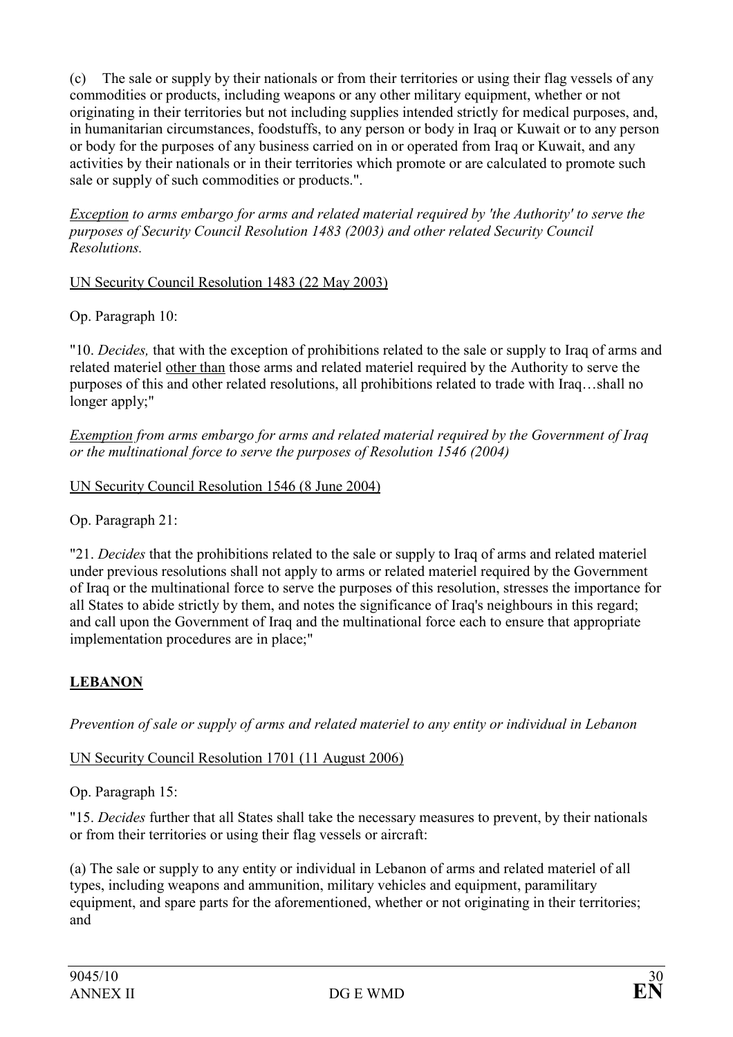(c) The sale or supply by their nationals or from their territories or using their flag vessels of any commodities or products, including weapons or any other military equipment, whether or not originating in their territories but not including supplies intended strictly for medical purposes, and, in humanitarian circumstances, foodstuffs, to any person or body in Iraq or Kuwait or to any person or body for the purposes of any business carried on in or operated from Iraq or Kuwait, and any activities by their nationals or in their territories which promote or are calculated to promote such sale or supply of such commodities or products.".

*<u>Exception</u> to arms embargo for arms and related material required by 'the Authority' to serve the purposes of Security Council Resolution 1483 (2003) and other related Security Council Resolutions.*

<u>UN Security Council Resolution 1483 (22 May 2003)</u>

Op. Paragraph 10:

"10. *Decides,* that with the exception of prohibitions related to the sale or supply to Iraq of arms and related materiel <u>other than</u> those arms and related materiel required by the Authority to serve the purposes of this and other related resolutions, all prohibitions related to trade with Iraq…shall no longer apply;"

*<u>Exemption</u> from arms embargo for arms and related material required by the Government of Iraq or the multinational force to serve the purposes of Resolution 1546 (2004)*

<u>UN Security Council Resolution 1546 (8 June 2004)</u>

Op. Paragraph 21:

"21. *Decides* that the prohibitions related to the sale or supply to Iraq of arms and related materiel under previous resolutions shall not apply to arms or related materiel required by the Government of Iraq or the multinational force to serve the purposes of this resolution, stresses the importance for all States to abide strictly by them, and notes the significance of Iraq's neighbours in this regard; and call upon the Government of Iraq and the multinational force each to ensure that appropriate implementation procedures are in place;"

## **<u>LEBANON</u>**

*Prevention of sale or supply of arms and related materiel to any entity or individual in Lebanon*

<u>UN Security Council Resolution 1701 (11 August 2006)</u>

Op. Paragraph 15:

"15. *Decides* further that all States shall take the necessary measures to prevent, by their nationals or from their territories or using their flag vessels or aircraft:

(a) The sale or supply to any entity or individual in Lebanon of arms and related materiel of all types, including weapons and ammunition, military vehicles and equipment, paramilitary equipment, and spare parts for the aforementioned, whether or not originating in their territories; and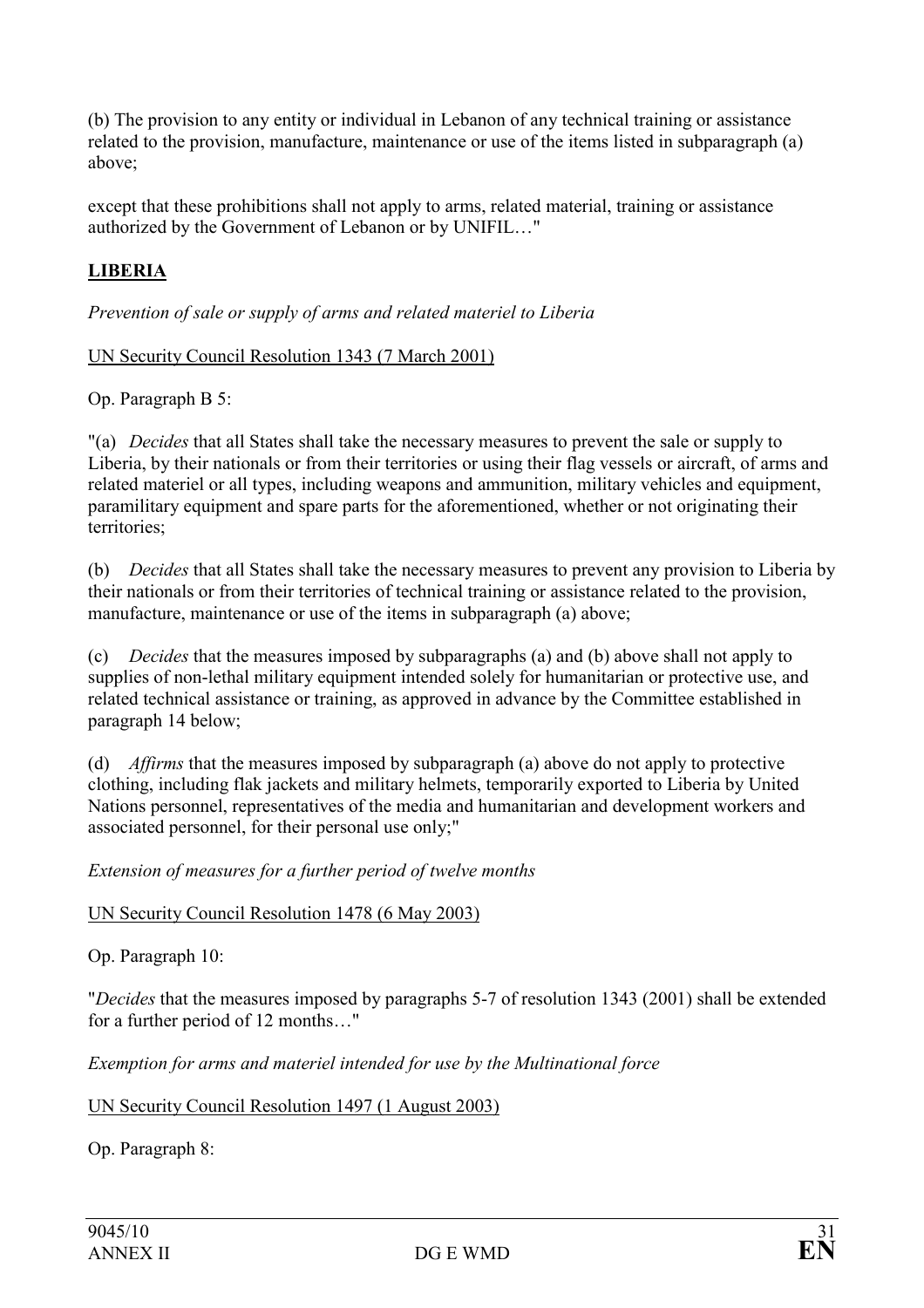(b) The provision to any entity or individual in Lebanon of any technical training or assistance related to the provision, manufacture, maintenance or use of the items listed in subparagraph (a) above;

except that these prohibitions shall not apply to arms, related material, training or assistance authorized by the Government of Lebanon or by UNIFIL…"

**LIBERIA**

*Prevention of sale or supply of arms and related materiel to Liberia*

UN Security Council Resolution 1343 (7 March 2001)

Op. Paragraph B 5:

"(a) *Decides* that all States shall take the necessary measures to prevent the sale or supply to Liberia, by their nationals or from their territories or using their flag vessels or aircraft, of arms and related materiel or all types, including weapons and ammunition, military vehicles and equipment, paramilitary equipment and spare parts for the aforementioned, whether or not originating their territories;

(b) *Decides* that all States shall take the necessary measures to prevent any provision to Liberia by their nationals or from their territories of technical training or assistance related to the provision, manufacture, maintenance or use of the items in subparagraph (a) above;

(c) *Decides* that the measures imposed by subparagraphs (a) and (b) above shall not apply to supplies of non-lethal military equipment intended solely for humanitarian or protective use, and related technical assistance or training, as approved in advance by the Committee established in paragraph 14 below;

(d) *Affirms* that the measures imposed by subparagraph (a) above do not apply to protective clothing, including flak jackets and military helmets, temporarily exported to Liberia by United Nations personnel, representatives of the media and humanitarian and development workers and associated personnel, for their personal use only;"

*Extension of measures for a further period of twelve months*

UN Security Council Resolution 1478 (6 May 2003)

Op. Paragraph 10:

"*Decides* that the measures imposed by paragraphs 5-7 of resolution 1343 (2001) shall be extended for a further period of 12 months…"

*Exemption for arms and materiel intended for use by the Multinational force*

UN Security Council Resolution 1497 (1 August 2003)

Op. Paragraph 8: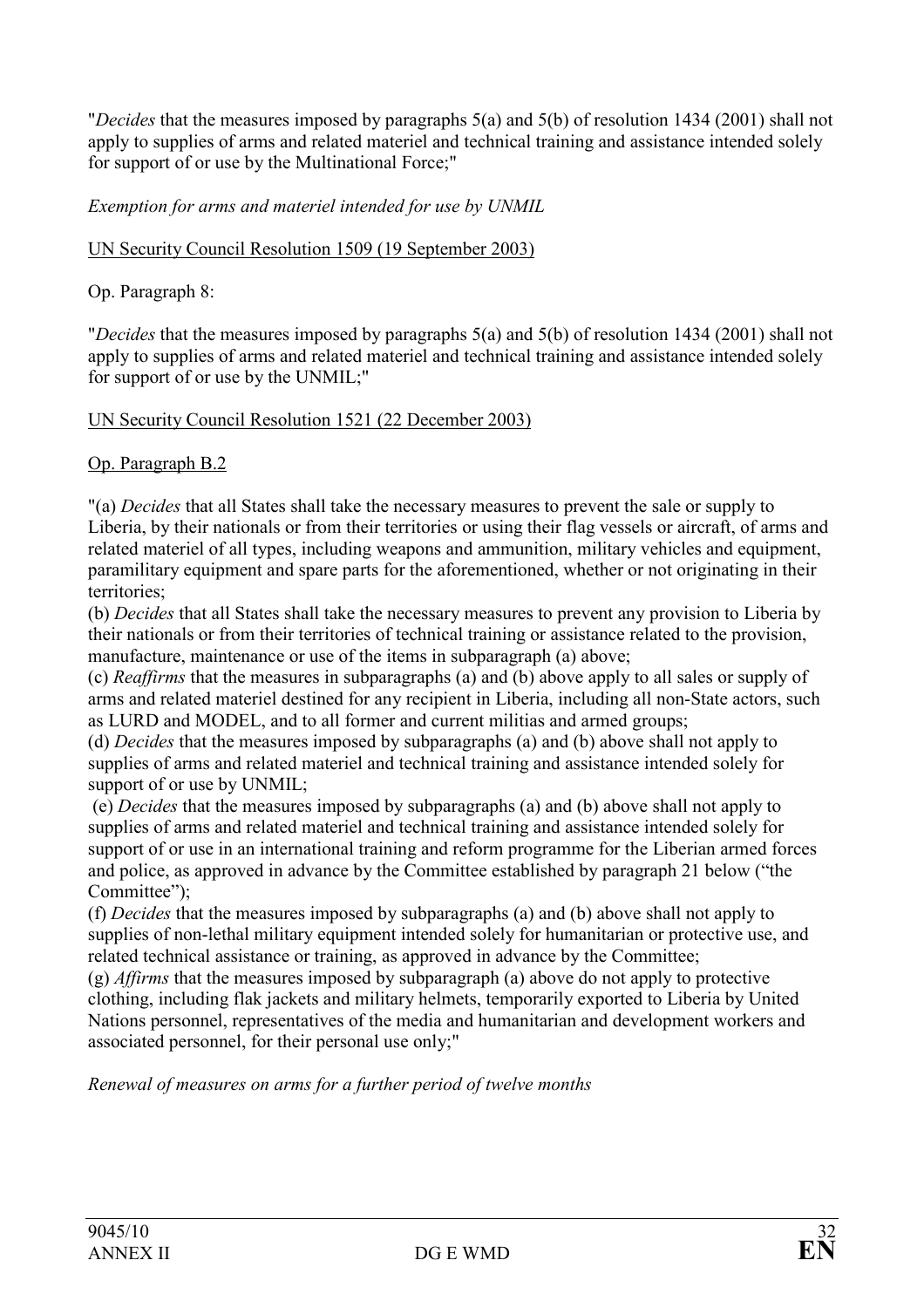"*Decides* that the measures imposed by paragraphs 5(a) and 5(b) of resolution 1434 (2001) shall not apply to supplies of arms and related materiel and technical training and assistance intended solely for support of or use by the Multinational Force;"

*Exemption for arms and materiel intended for use by UNMIL*

<u>UN Security Council Resolution 1509 (19 September 2003)</u>

Op. Paragraph 8:

"*Decides* that the measures imposed by paragraphs 5(a) and 5(b) of resolution 1434 (2001) shall not apply to supplies of arms and related materiel and technical training and assistance intended solely for support of or use by the UNMIL;"

<u>UN Security Council Resolution 1521 (22 December 2003)</u>

<u>Op. Paragraph B.2</u>

"(a) *Decides* that all States shall take the necessary measures to prevent the sale or supply to Liberia, by their nationals or from their territories or using their flag vessels or aircraft, of arms and related materiel of all types, including weapons and ammunition, military vehicles and equipment, paramilitary equipment and spare parts for the aforementioned, whether or not originating in their territories;
(b) *Decides* that all States shall take the necessary measures to prevent any provision to Liberia by their nationals or from their territories of technical training or assistance related to the provision, manufacture, maintenance or use of the items in subparagraph (a) above;
(c) *Reaffirms* that the measures in subparagraphs (a) and (b) above apply to all sales or supply of arms and related materiel destined for any recipient in Liberia, including all non-State actors, such as LURD and MODEL, and to all former and current militias and armed groups;
(d) *Decides* that the measures imposed by subparagraphs (a) and (b) above shall not apply to supplies of arms and related materiel and technical training and assistance intended solely for support of or use by UNMIL;
(e) *Decides* that the measures imposed by subparagraphs (a) and (b) above shall not apply to supplies of arms and related materiel and technical training and assistance intended solely for support of or use in an international training and reform programme for the Liberian armed forces and police, as approved in advance by the Committee established by paragraph 21 below ("the Committee");
(f) *Decides* that the measures imposed by subparagraphs (a) and (b) above shall not apply to supplies of non-lethal military equipment intended solely for humanitarian or protective use, and related technical assistance or training, as approved in advance by the Committee;
(g) *Affirms* that the measures imposed by subparagraph (a) above do not apply to protective clothing, including flak jackets and military helmets, temporarily exported to Liberia by United Nations personnel, representatives of the media and humanitarian and development workers and associated personnel, for their personal use only;"

*Renewal of measures on arms for a further period of twelve months*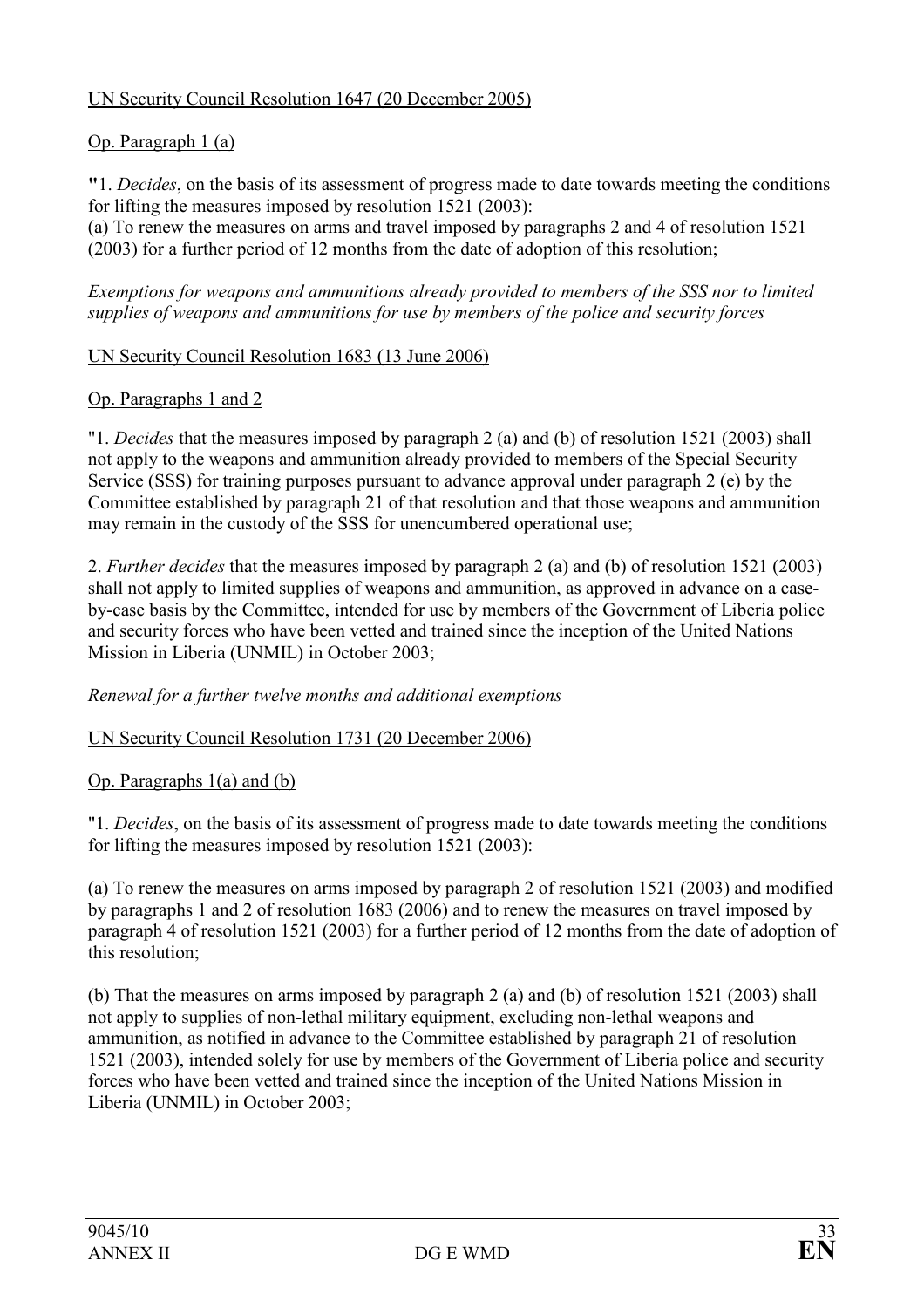UN Security Council Resolution 1647 (20 December 2005)

Op. Paragraph 1 (a)

"1. *Decides*, on the basis of its assessment of progress made to date towards meeting the conditions for lifting the measures imposed by resolution 1521 (2003):
(a) To renew the measures on arms and travel imposed by paragraphs 2 and 4 of resolution 1521 (2003) for a further period of 12 months from the date of adoption of this resolution;

*Exemptions for weapons and ammunitions already provided to members of the SSS nor to limited supplies of weapons and ammunitions for use by members of the police and security forces*

UN Security Council Resolution 1683 (13 June 2006)

Op. Paragraphs 1 and 2

"1. *Decides* that the measures imposed by paragraph 2 (a) and (b) of resolution 1521 (2003) shall not apply to the weapons and ammunition already provided to members of the Special Security Service (SSS) for training purposes pursuant to advance approval under paragraph 2 (e) by the Committee established by paragraph 21 of that resolution and that those weapons and ammunition may remain in the custody of the SSS for unencumbered operational use;

2. *Further decides* that the measures imposed by paragraph 2 (a) and (b) of resolution 1521 (2003) shall not apply to limited supplies of weapons and ammunition, as approved in advance on a case-by-case basis by the Committee, intended for use by members of the Government of Liberia police and security forces who have been vetted and trained since the inception of the United Nations Mission in Liberia (UNMIL) in October 2003;

*Renewal for a further twelve months and additional exemptions*

UN Security Council Resolution 1731 (20 December 2006)

Op. Paragraphs 1(a) and (b)

"1. *Decides*, on the basis of its assessment of progress made to date towards meeting the conditions for lifting the measures imposed by resolution 1521 (2003):

(a) To renew the measures on arms imposed by paragraph 2 of resolution 1521 (2003) and modified by paragraphs 1 and 2 of resolution 1683 (2006) and to renew the measures on travel imposed by paragraph 4 of resolution 1521 (2003) for a further period of 12 months from the date of adoption of this resolution;

(b) That the measures on arms imposed by paragraph 2 (a) and (b) of resolution 1521 (2003) shall not apply to supplies of non-lethal military equipment, excluding non-lethal weapons and ammunition, as notified in advance to the Committee established by paragraph 21 of resolution 1521 (2003), intended solely for use by members of the Government of Liberia police and security forces who have been vetted and trained since the inception of the United Nations Mission in Liberia (UNMIL) in October 2003;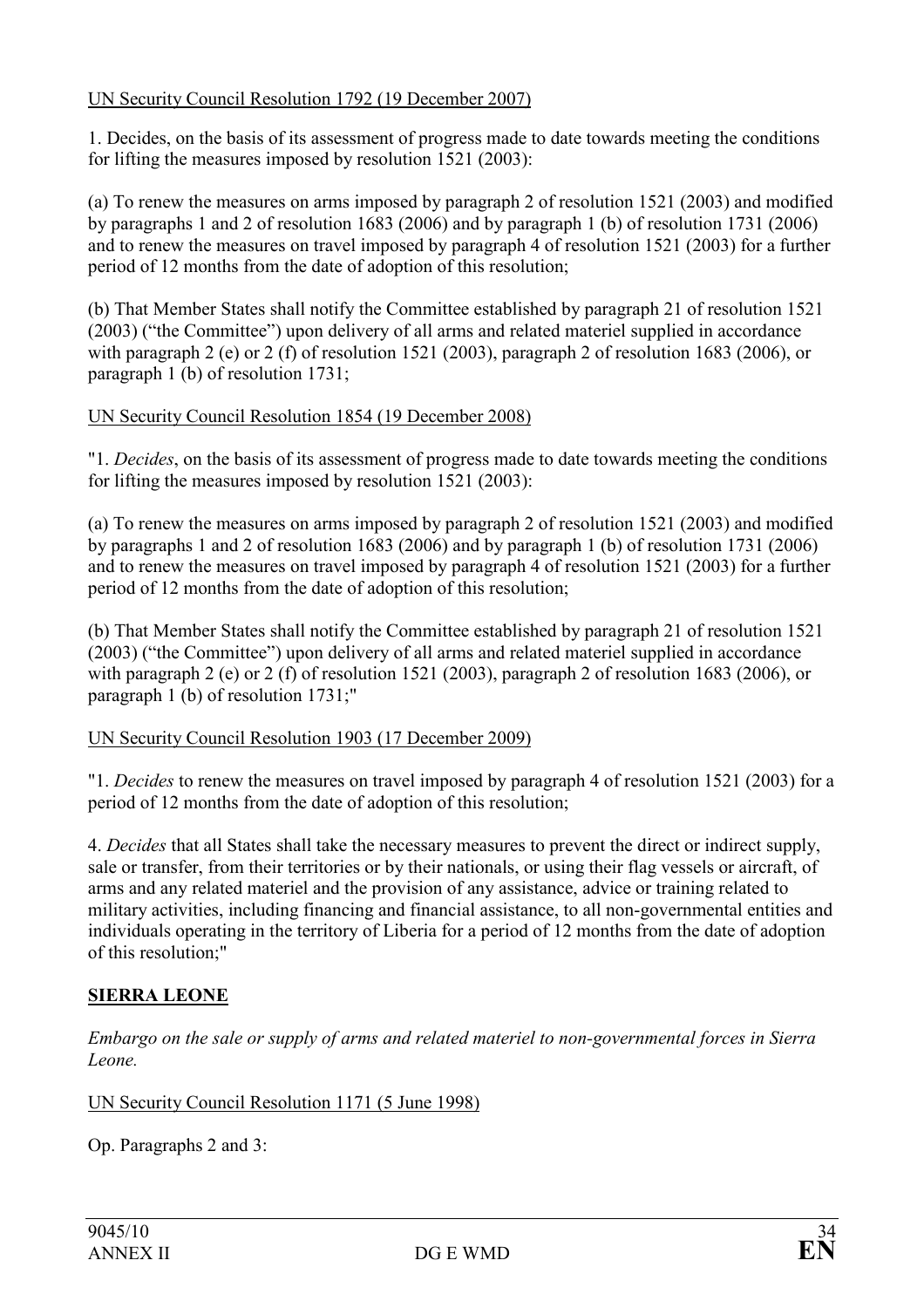UN Security Council Resolution 1792 (19 December 2007)

1. Decides, on the basis of its assessment of progress made to date towards meeting the conditions for lifting the measures imposed by resolution 1521 (2003):

(a) To renew the measures on arms imposed by paragraph 2 of resolution 1521 (2003) and modified by paragraphs 1 and 2 of resolution 1683 (2006) and by paragraph 1 (b) of resolution 1731 (2006) and to renew the measures on travel imposed by paragraph 4 of resolution 1521 (2003) for a further period of 12 months from the date of adoption of this resolution;

(b) That Member States shall notify the Committee established by paragraph 21 of resolution 1521 (2003) ("the Committee") upon delivery of all arms and related materiel supplied in accordance with paragraph 2 (e) or 2 (f) of resolution 1521 (2003), paragraph 2 of resolution 1683 (2006), or paragraph 1 (b) of resolution 1731;

UN Security Council Resolution 1854 (19 December 2008)

"1. *Decides*, on the basis of its assessment of progress made to date towards meeting the conditions for lifting the measures imposed by resolution 1521 (2003):

(a) To renew the measures on arms imposed by paragraph 2 of resolution 1521 (2003) and modified by paragraphs 1 and 2 of resolution 1683 (2006) and by paragraph 1 (b) of resolution 1731 (2006) and to renew the measures on travel imposed by paragraph 4 of resolution 1521 (2003) for a further period of 12 months from the date of adoption of this resolution;

(b) That Member States shall notify the Committee established by paragraph 21 of resolution 1521 (2003) ("the Committee") upon delivery of all arms and related materiel supplied in accordance with paragraph 2 (e) or 2 (f) of resolution 1521 (2003), paragraph 2 of resolution 1683 (2006), or paragraph 1 (b) of resolution 1731;"

UN Security Council Resolution 1903 (17 December 2009)

"1. *Decides* to renew the measures on travel imposed by paragraph 4 of resolution 1521 (2003) for a period of 12 months from the date of adoption of this resolution;

4. *Decides* that all States shall take the necessary measures to prevent the direct or indirect supply, sale or transfer, from their territories or by their nationals, or using their flag vessels or aircraft, of arms and any related materiel and the provision of any assistance, advice or training related to military activities, including financing and financial assistance, to all non-governmental entities and individuals operating in the territory of Liberia for a period of 12 months from the date of adoption of this resolution;"

## SIERRA LEONE

*Embargo on the sale or supply of arms and related materiel to non-governmental forces in Sierra Leone.*

UN Security Council Resolution 1171 (5 June 1998)

Op. Paragraphs 2 and 3: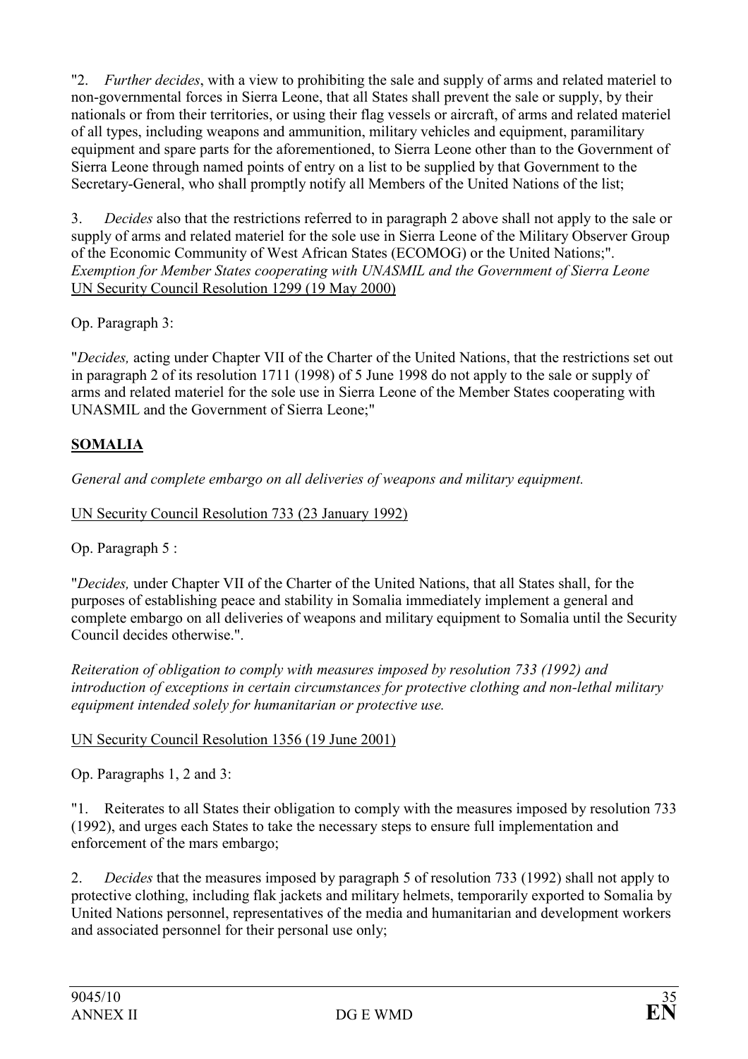"2. *Further decides*, with a view to prohibiting the sale and supply of arms and related materiel to non-governmental forces in Sierra Leone, that all States shall prevent the sale or supply, by their nationals or from their territories, or using their flag vessels or aircraft, of arms and related materiel of all types, including weapons and ammunition, military vehicles and equipment, paramilitary equipment and spare parts for the aforementioned, to Sierra Leone other than to the Government of Sierra Leone through named points of entry on a list to be supplied by that Government to the Secretary-General, who shall promptly notify all Members of the United Nations of the list;

3. *Decides* also that the restrictions referred to in paragraph 2 above shall not apply to the sale or supply of arms and related materiel for the sole use in Sierra Leone of the Military Observer Group of the Economic Community of West African States (ECOMOG) or the United Nations;".

*Exemption for Member States cooperating with UNASMIL and the Government of Sierra Leone*

UN Security Council Resolution 1299 (19 May 2000)

Op. Paragraph 3:

"*Decides,* acting under Chapter VII of the Charter of the United Nations, that the restrictions set out in paragraph 2 of its resolution 1711 (1998) of 5 June 1998 do not apply to the sale or supply of arms and related materiel for the sole use in Sierra Leone of the Member States cooperating with UNASMIL and the Government of Sierra Leone;"

## SOMALIA

*General and complete embargo on all deliveries of weapons and military equipment.*

UN Security Council Resolution 733 (23 January 1992)

Op. Paragraph 5 :

"*Decides,* under Chapter VII of the Charter of the United Nations, that all States shall, for the purposes of establishing peace and stability in Somalia immediately implement a general and complete embargo on all deliveries of weapons and military equipment to Somalia until the Security Council decides otherwise.".

*Reiteration of obligation to comply with measures imposed by resolution 733 (1992) and introduction of exceptions in certain circumstances for protective clothing and non-lethal military equipment intended solely for humanitarian or protective use.*

UN Security Council Resolution 1356 (19 June 2001)

Op. Paragraphs 1, 2 and 3:

"1. Reiterates to all States their obligation to comply with the measures imposed by resolution 733 (1992), and urges each States to take the necessary steps to ensure full implementation and enforcement of the mars embargo;

2. *Decides* that the measures imposed by paragraph 5 of resolution 733 (1992) shall not apply to protective clothing, including flak jackets and military helmets, temporarily exported to Somalia by United Nations personnel, representatives of the media and humanitarian and development workers and associated personnel for their personal use only;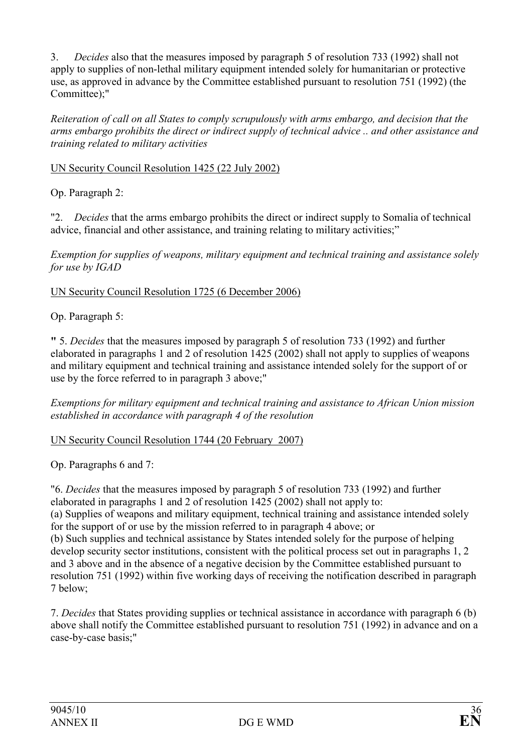3. *Decides* also that the measures imposed by paragraph 5 of resolution 733 (1992) shall not apply to supplies of non-lethal military equipment intended solely for humanitarian or protective use, as approved in advance by the Committee established pursuant to resolution 751 (1992) (the Committee);"

*Reiteration of call on all States to comply scrupulously with arms embargo, and decision that the arms embargo prohibits the direct or indirect supply of technical advice .. and other assistance and training related to military activities*

UN Security Council Resolution 1425 (22 July 2002)

Op. Paragraph 2:

"2. *Decides* that the arms embargo prohibits the direct or indirect supply to Somalia of technical advice, financial and other assistance, and training relating to military activities;"

*Exemption for supplies of weapons, military equipment and technical training and assistance solely for use by IGAD*

UN Security Council Resolution 1725 (6 December 2006)

Op. Paragraph 5:

" 5. *Decides* that the measures imposed by paragraph 5 of resolution 733 (1992) and further elaborated in paragraphs 1 and 2 of resolution 1425 (2002) shall not apply to supplies of weapons and military equipment and technical training and assistance intended solely for the support of or use by the force referred to in paragraph 3 above;"

*Exemptions for military equipment and technical training and assistance to African Union mission established in accordance with paragraph 4 of the resolution*

UN Security Council Resolution 1744 (20 February 2007)

Op. Paragraphs 6 and 7:

"6. *Decides* that the measures imposed by paragraph 5 of resolution 733 (1992) and further elaborated in paragraphs 1 and 2 of resolution 1425 (2002) shall not apply to:
(a) Supplies of weapons and military equipment, technical training and assistance intended solely for the support of or use by the mission referred to in paragraph 4 above; or
(b) Such supplies and technical assistance by States intended solely for the purpose of helping develop security sector institutions, consistent with the political process set out in paragraphs 1, 2 and 3 above and in the absence of a negative decision by the Committee established pursuant to resolution 751 (1992) within five working days of receiving the notification described in paragraph 7 below;

7. *Decides* that States providing supplies or technical assistance in accordance with paragraph 6 (b) above shall notify the Committee established pursuant to resolution 751 (1992) in advance and on a case-by-case basis;"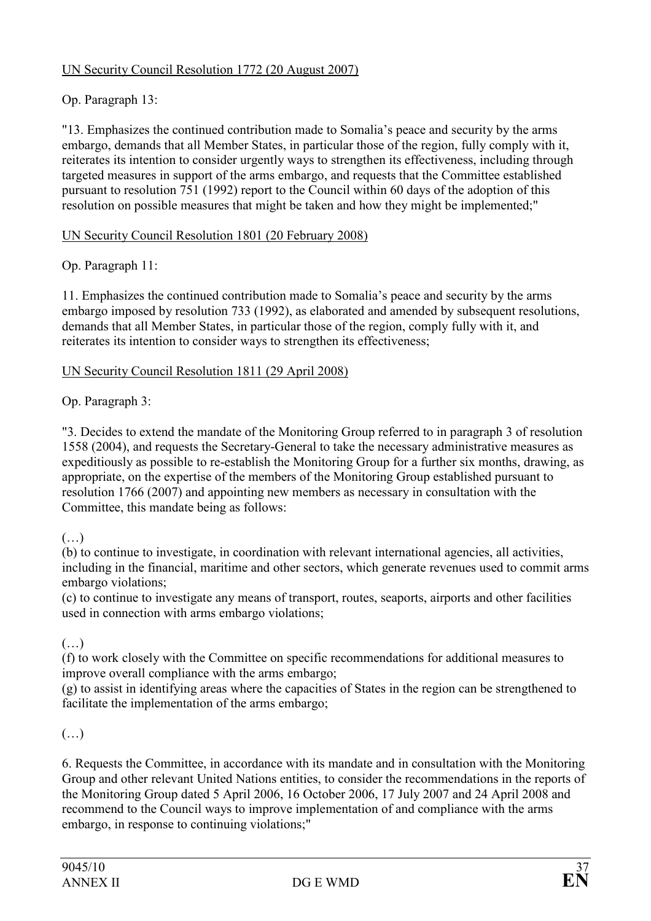<u>UN Security Council Resolution 1772 (20 August 2007)</u>

Op. Paragraph 13:

"13. Emphasizes the continued contribution made to Somalia's peace and security by the arms embargo, demands that all Member States, in particular those of the region, fully comply with it, reiterates its intention to consider urgently ways to strengthen its effectiveness, including through targeted measures in support of the arms embargo, and requests that the Committee established pursuant to resolution 751 (1992) report to the Council within 60 days of the adoption of this resolution on possible measures that might be taken and how they might be implemented;"

<u>UN Security Council Resolution 1801 (20 February 2008)</u>

Op. Paragraph 11:

11. Emphasizes the continued contribution made to Somalia's peace and security by the arms embargo imposed by resolution 733 (1992), as elaborated and amended by subsequent resolutions, demands that all Member States, in particular those of the region, comply fully with it, and reiterates its intention to consider ways to strengthen its effectiveness;

<u>UN Security Council Resolution 1811 (29 April 2008)</u>

Op. Paragraph 3:

"3. Decides to extend the mandate of the Monitoring Group referred to in paragraph 3 of resolution 1558 (2004), and requests the Secretary-General to take the necessary administrative measures as expeditiously as possible to re-establish the Monitoring Group for a further six months, drawing, as appropriate, on the expertise of the members of the Monitoring Group established pursuant to resolution 1766 (2007) and appointing new members as necessary in consultation with the Committee, this mandate being as follows:

(…)
(b) to continue to investigate, in coordination with relevant international agencies, all activities, including in the financial, maritime and other sectors, which generate revenues used to commit arms embargo violations;
(c) to continue to investigate any means of transport, routes, seaports, airports and other facilities used in connection with arms embargo violations;

(…)
(f) to work closely with the Committee on specific recommendations for additional measures to improve overall compliance with the arms embargo;
(g) to assist in identifying areas where the capacities of States in the region can be strengthened to facilitate the implementation of the arms embargo;

(…)

6. Requests the Committee, in accordance with its mandate and in consultation with the Monitoring Group and other relevant United Nations entities, to consider the recommendations in the reports of the Monitoring Group dated 5 April 2006, 16 October 2006, 17 July 2007 and 24 April 2008 and recommend to the Council ways to improve implementation of and compliance with the arms embargo, in response to continuing violations;"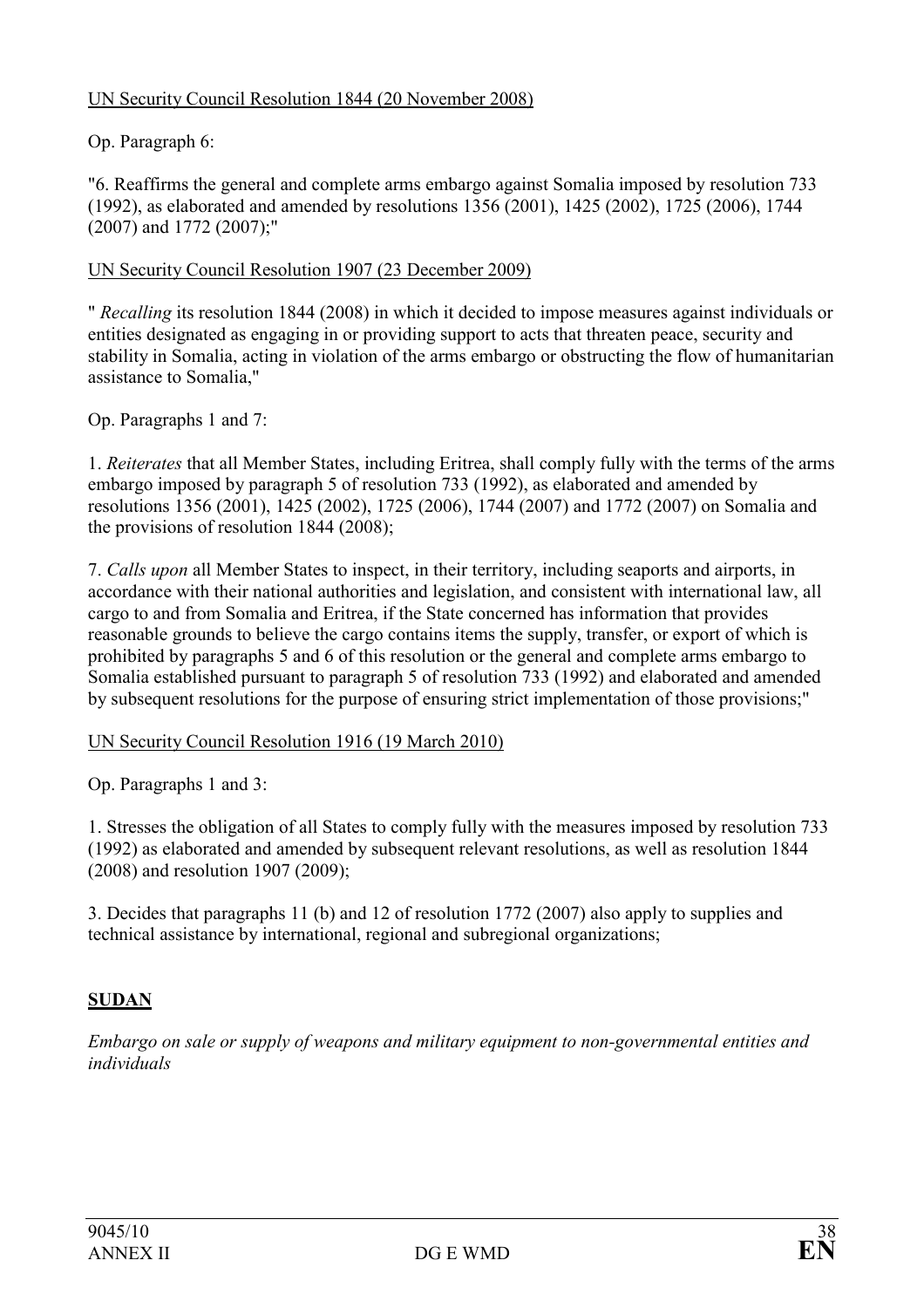<u>UN Security Council Resolution 1844 (20 November 2008)</u>

Op. Paragraph 6:

"6. Reaffirms the general and complete arms embargo against Somalia imposed by resolution 733 (1992), as elaborated and amended by resolutions 1356 (2001), 1425 (2002), 1725 (2006), 1744 (2007) and 1772 (2007);"

<u>UN Security Council Resolution 1907 (23 December 2009)</u>

" *Recalling* its resolution 1844 (2008) in which it decided to impose measures against individuals or entities designated as engaging in or providing support to acts that threaten peace, security and stability in Somalia, acting in violation of the arms embargo or obstructing the flow of humanitarian assistance to Somalia,"

Op. Paragraphs 1 and 7:

1. *Reiterates* that all Member States, including Eritrea, shall comply fully with the terms of the arms embargo imposed by paragraph 5 of resolution 733 (1992), as elaborated and amended by resolutions 1356 (2001), 1425 (2002), 1725 (2006), 1744 (2007) and 1772 (2007) on Somalia and the provisions of resolution 1844 (2008);

7. *Calls upon* all Member States to inspect, in their territory, including seaports and airports, in accordance with their national authorities and legislation, and consistent with international law, all cargo to and from Somalia and Eritrea, if the State concerned has information that provides reasonable grounds to believe the cargo contains items the supply, transfer, or export of which is prohibited by paragraphs 5 and 6 of this resolution or the general and complete arms embargo to Somalia established pursuant to paragraph 5 of resolution 733 (1992) and elaborated and amended by subsequent resolutions for the purpose of ensuring strict implementation of those provisions;"

<u>UN Security Council Resolution 1916 (19 March 2010)</u>

Op. Paragraphs 1 and 3:

1. Stresses the obligation of all States to comply fully with the measures imposed by resolution 733 (1992) as elaborated and amended by subsequent relevant resolutions, as well as resolution 1844 (2008) and resolution 1907 (2009);

3. Decides that paragraphs 11 (b) and 12 of resolution 1772 (2007) also apply to supplies and technical assistance by international, regional and subregional organizations;

## SUDAN

*Embargo on sale or supply of weapons and military equipment to non-governmental entities and individuals*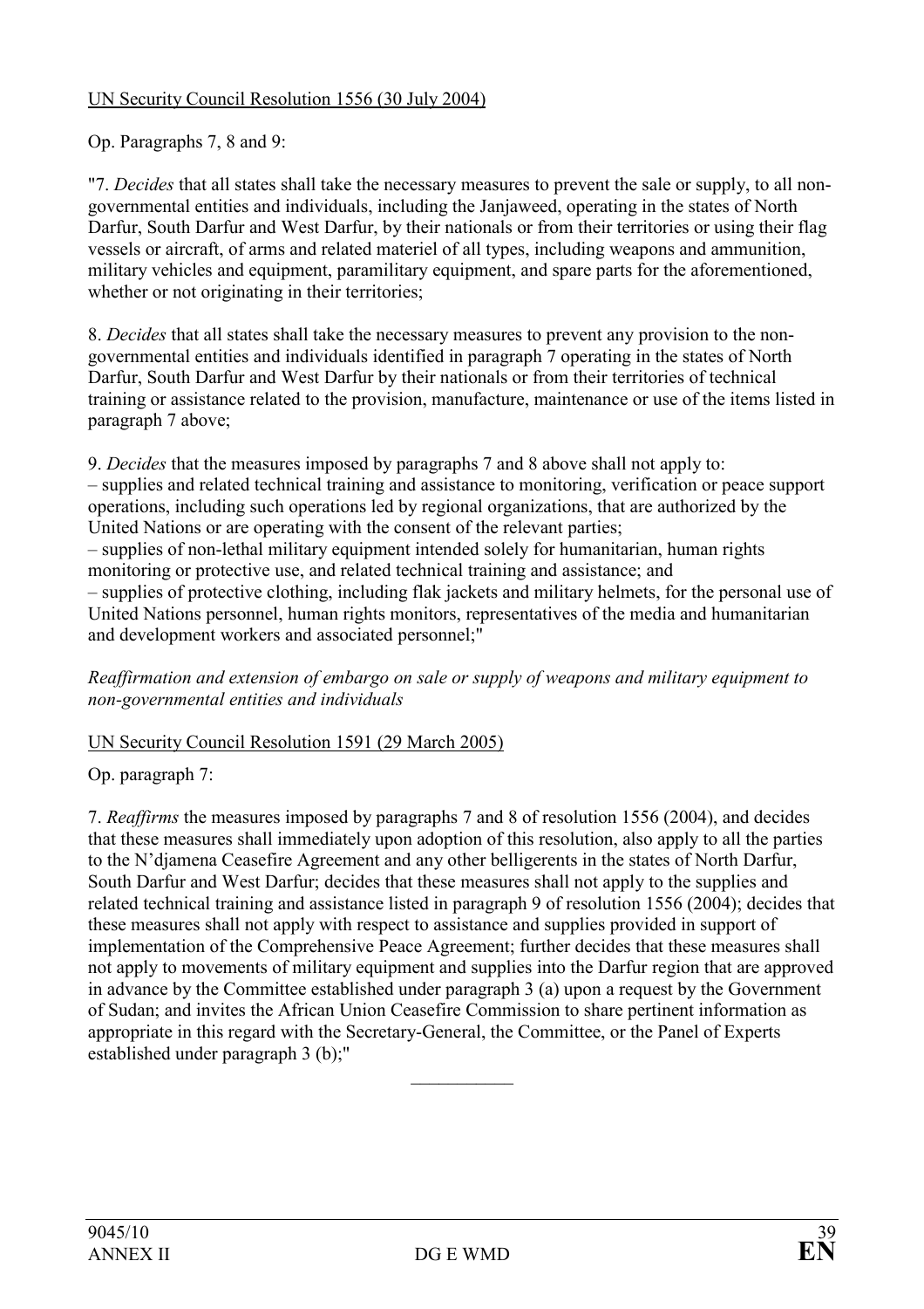UN Security Council Resolution 1556 (30 July 2004)

Op. Paragraphs 7, 8 and 9:

"7. *Decides* that all states shall take the necessary measures to prevent the sale or supply, to all non-governmental entities and individuals, including the Janjaweed, operating in the states of North Darfur, South Darfur and West Darfur, by their nationals or from their territories or using their flag vessels or aircraft, of arms and related materiel of all types, including weapons and ammunition, military vehicles and equipment, paramilitary equipment, and spare parts for the aforementioned, whether or not originating in their territories;

8. *Decides* that all states shall take the necessary measures to prevent any provision to the non-governmental entities and individuals identified in paragraph 7 operating in the states of North Darfur, South Darfur and West Darfur by their nationals or from their territories of technical training or assistance related to the provision, manufacture, maintenance or use of the items listed in paragraph 7 above;

9. *Decides* that the measures imposed by paragraphs 7 and 8 above shall not apply to:
– supplies and related technical training and assistance to monitoring, verification or peace support operations, including such operations led by regional organizations, that are authorized by the United Nations or are operating with the consent of the relevant parties;
– supplies of non-lethal military equipment intended solely for humanitarian, human rights monitoring or protective use, and related technical training and assistance; and
– supplies of protective clothing, including flak jackets and military helmets, for the personal use of United Nations personnel, human rights monitors, representatives of the media and humanitarian and development workers and associated personnel;"

*Reaffirmation and extension of embargo on sale or supply of weapons and military equipment to non-governmental entities and individuals*

UN Security Council Resolution 1591 (29 March 2005)

Op. paragraph 7:

7. *Reaffirms* the measures imposed by paragraphs 7 and 8 of resolution 1556 (2004), and decides that these measures shall immediately upon adoption of this resolution, also apply to all the parties to the N'djamena Ceasefire Agreement and any other belligerents in the states of North Darfur, South Darfur and West Darfur; decides that these measures shall not apply to the supplies and related technical training and assistance listed in paragraph 9 of resolution 1556 (2004); decides that these measures shall not apply with respect to assistance and supplies provided in support of implementation of the Comprehensive Peace Agreement; further decides that these measures shall not apply to movements of military equipment and supplies into the Darfur region that are approved in advance by the Committee established under paragraph 3 (a) upon a request by the Government of Sudan; and invites the African Union Ceasefire Commission to share pertinent information as appropriate in this regard with the Secretary-General, the Committee, or the Panel of Experts established under paragraph 3 (b);"

\_\_\_\_\_\_\_\_\_\_\_\_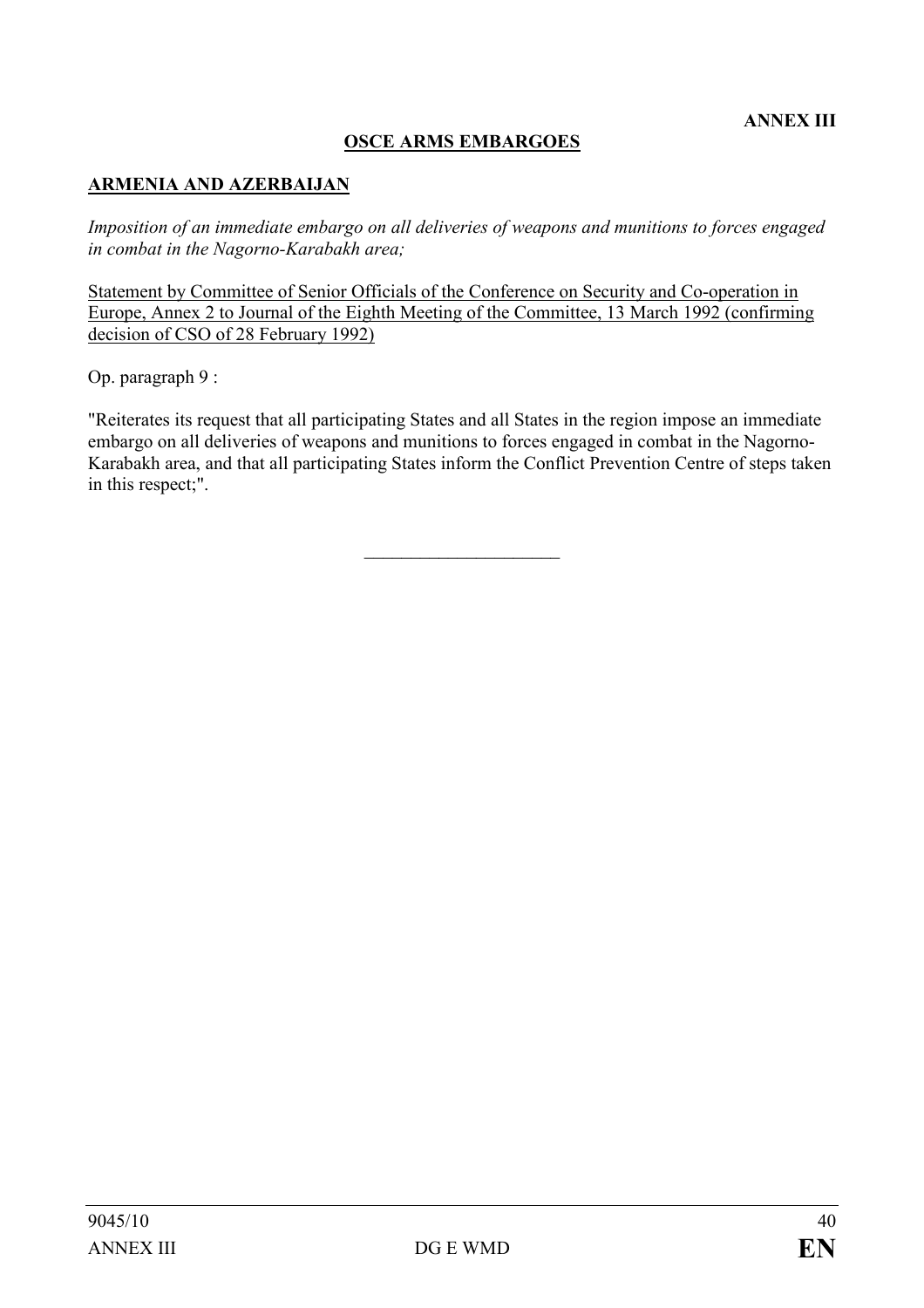**ANNEX III**

# OSCE ARMS EMBARGOES

## ARMENIA AND AZERBAIJAN

*Imposition of an immediate embargo on all deliveries of weapons and munitions to forces engaged in combat in the Nagorno-Karabakh area;*

Statement by Committee of Senior Officials of the Conference on Security and Co-operation in Europe, Annex 2 to Journal of the Eighth Meeting of the Committee, 13 March 1992 (confirming decision of CSO of 28 February 1992)

Op. paragraph 9 :

"Reiterates its request that all participating States and all States in the region impose an immediate embargo on all deliveries of weapons and munitions to forces engaged in combat in the Nagorno-Karabakh area, and that all participating States inform the Conflict Prevention Centre of steps taken in this respect;".

---